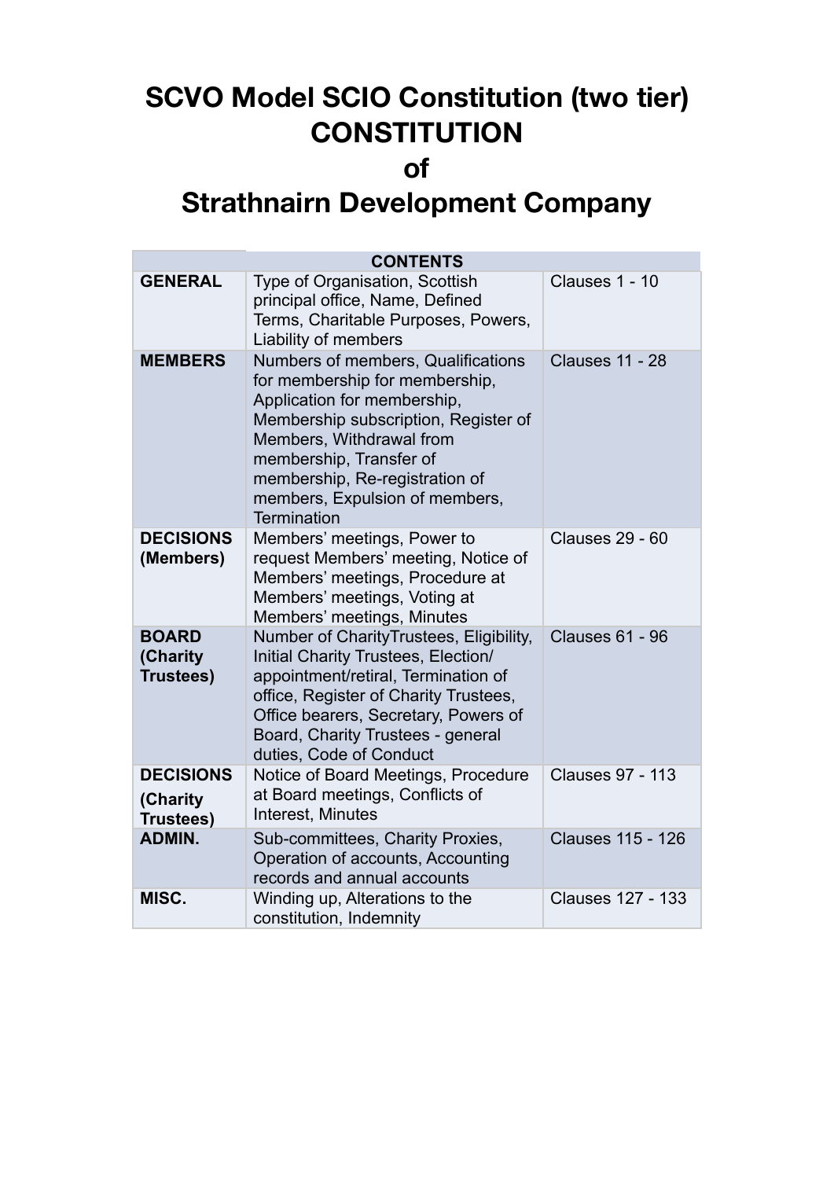# SCVO Model SCIO Constitution (two tier)
# CONSTITUTION
# of
# Strathnairn Development Company

| CONTENTS | | |
|---|---|---|
| **GENERAL** | Type of Organisation, Scottish principal office, Name, Defined Terms, Charitable Purposes, Powers, Liability of members | Clauses 1 - 10 |
| **MEMBERS** | Numbers of members, Qualifications for membership for membership, Application for membership, Membership subscription, Register of Members, Withdrawal from membership, Transfer of membership, Re-registration of members, Expulsion of members, Termination | Clauses 11 - 28 |
| **DECISIONS (Members)** | Members' meetings, Power to request Members' meeting, Notice of Members' meetings, Procedure at Members' meetings, Voting at Members' meetings, Minutes | Clauses 29 - 60 |
| **BOARD (Charity Trustees)** | Number of CharityTrustees, Eligibility, Initial Charity Trustees, Election/ appointment/retiral, Termination of office, Register of Charity Trustees, Office bearers, Secretary, Powers of Board, Charity Trustees - general duties, Code of Conduct | Clauses 61 - 96 |
| **DECISIONS (Charity Trustees)** | Notice of Board Meetings, Procedure at Board meetings, Conflicts of Interest, Minutes | Clauses 97 - 113 |
| **ADMIN.** | Sub-committees, Charity Proxies, Operation of accounts, Accounting records and annual accounts | Clauses 115 - 126 |
| **MISC.** | Winding up, Alterations to the constitution, Indemnity | Clauses 127 - 133 |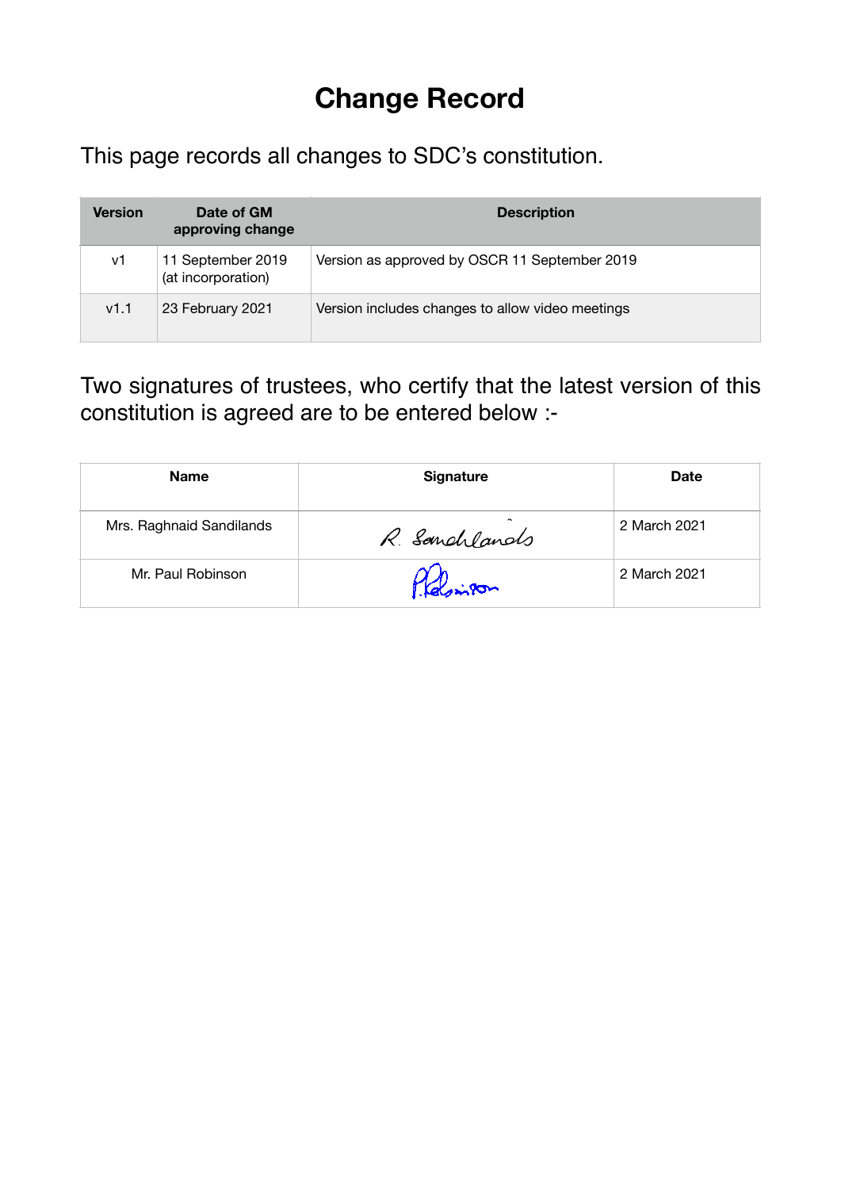# Change Record

This page records all changes to SDC's constitution.

| Version | Date of GM approving change | Description |
| --- | --- | --- |
| v1 | 11 September 2019 (at incorporation) | Version as approved by OSCR 11 September 2019 |
| v1.1 | 23 February 2021 | Version includes changes to allow video meetings |

Two signatures of trustees, who certify that the latest version of this constitution is agreed are to be entered below :-

| Name | Signature | Date |
| --- | --- | --- |
| Mrs. Raghnaid Sandilands | R. Sandilands | 2 March 2021 |
| Mr. Paul Robinson | P. Robinson | 2 March 2021 |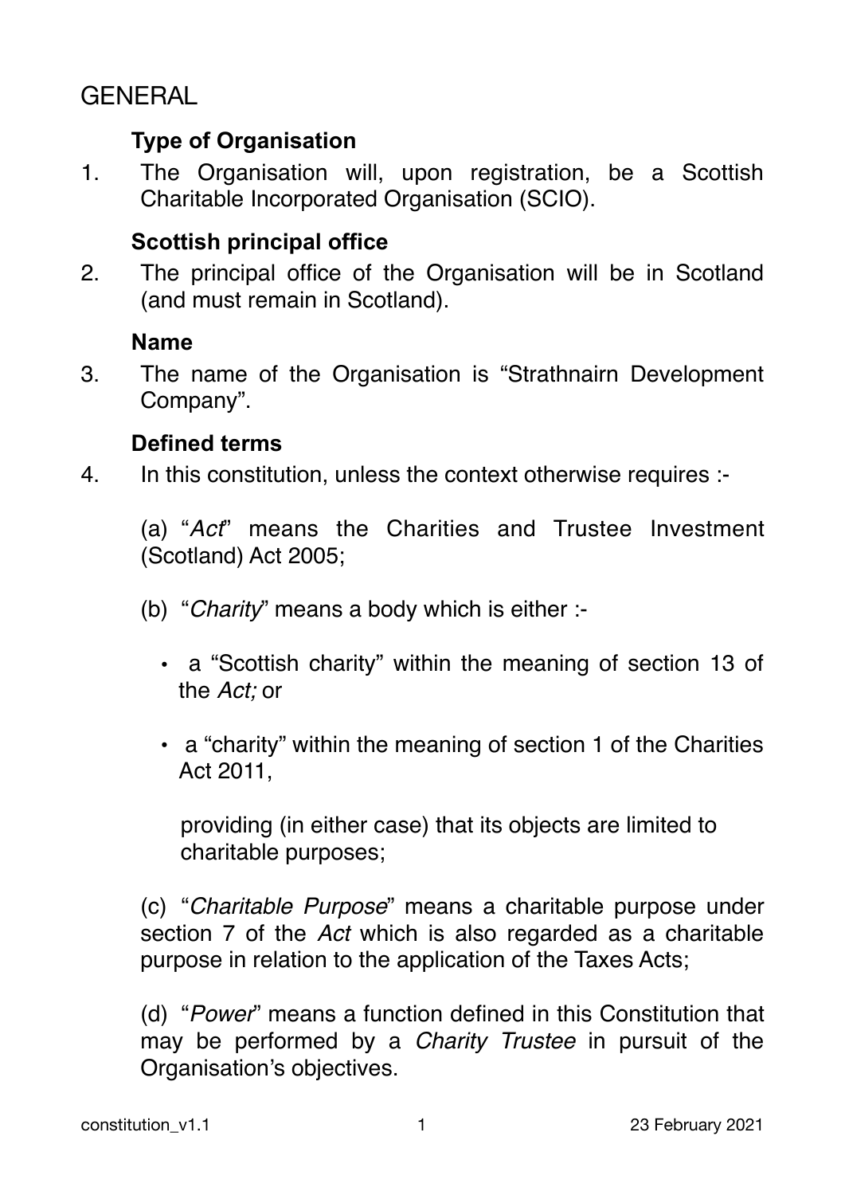# GENERAL

### Type of Organisation

1. The Organisation will, upon registration, be a Scottish Charitable Incorporated Organisation (SCIO).

### Scottish principal office

2. The principal office of the Organisation will be in Scotland (and must remain in Scotland).

### Name

3. The name of the Organisation is "Strathnairn Development Company".

### Defined terms

4. In this constitution, unless the context otherwise requires :-

   (a) "*Act*" means the Charities and Trustee Investment (Scotland) Act 2005;

   (b) "*Charity*" means a body which is either :-

   - a "Scottish charity" within the meaning of section 13 of the *Act;* or
   - a "charity" within the meaning of section 1 of the Charities Act 2011,

     providing (in either case) that its objects are limited to charitable purposes;

   (c) "*Charitable Purpose*" means a charitable purpose under section 7 of the *Act* which is also regarded as a charitable purpose in relation to the application of the Taxes Acts;

   (d) "*Power*" means a function defined in this Constitution that may be performed by a *Charity Trustee* in pursuit of the Organisation's objectives.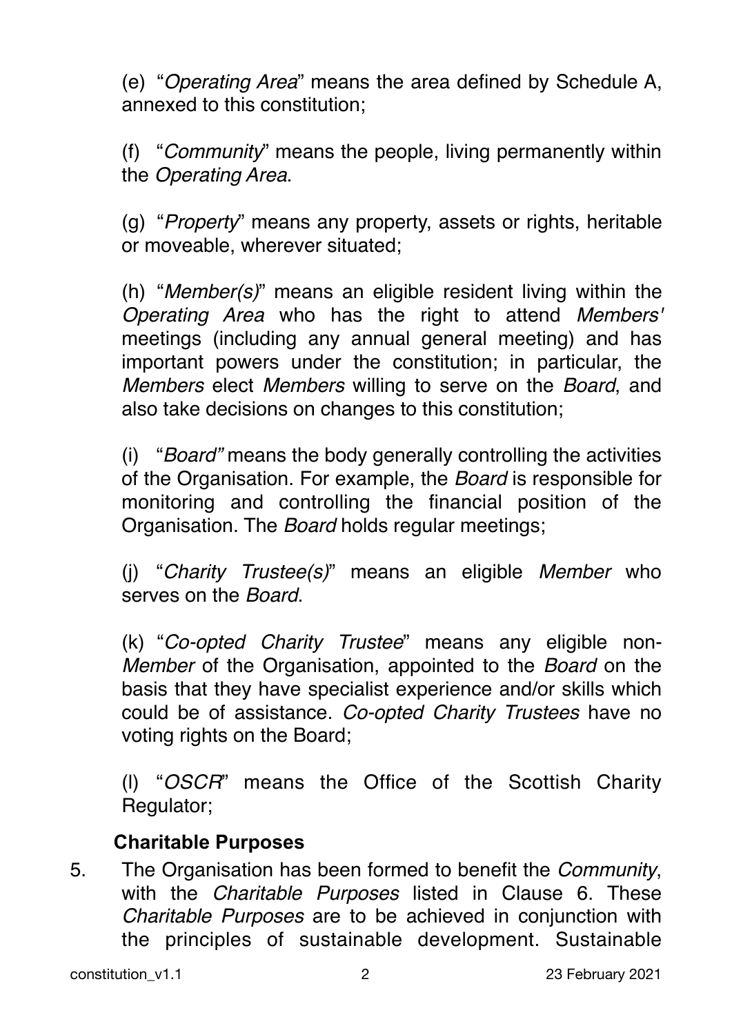(e) "*Operating Area*" means the area defined by Schedule A, annexed to this constitution;

(f) "*Community*" means the people, living permanently within the *Operating Area*.

(g) "*Property*" means any property, assets or rights, heritable or moveable, wherever situated;

(h) "*Member(s)*" means an eligible resident living within the *Operating Area* who has the right to attend *Members'* meetings (including any annual general meeting) and has important powers under the constitution; in particular, the *Members* elect *Members* willing to serve on the *Board*, and also take decisions on changes to this constitution;

(i) "*Board"* means the body generally controlling the activities of the Organisation. For example, the *Board* is responsible for monitoring and controlling the financial position of the Organisation. The *Board* holds regular meetings;

(j) "*Charity Trustee(s)*" means an eligible *Member* who serves on the *Board*.

(k) "*Co-opted Charity Trustee*" means any eligible non-*Member* of the Organisation, appointed to the *Board* on the basis that they have specialist experience and/or skills which could be of assistance. *Co-opted Charity Trustees* have no voting rights on the Board;

(l) "*OSCR*" means the Office of the Scottish Charity Regulator;

**Charitable Purposes**

5. The Organisation has been formed to benefit the *Community*, with the *Charitable Purposes* listed in Clause 6. These *Charitable Purposes* are to be achieved in conjunction with the principles of sustainable development. Sustainable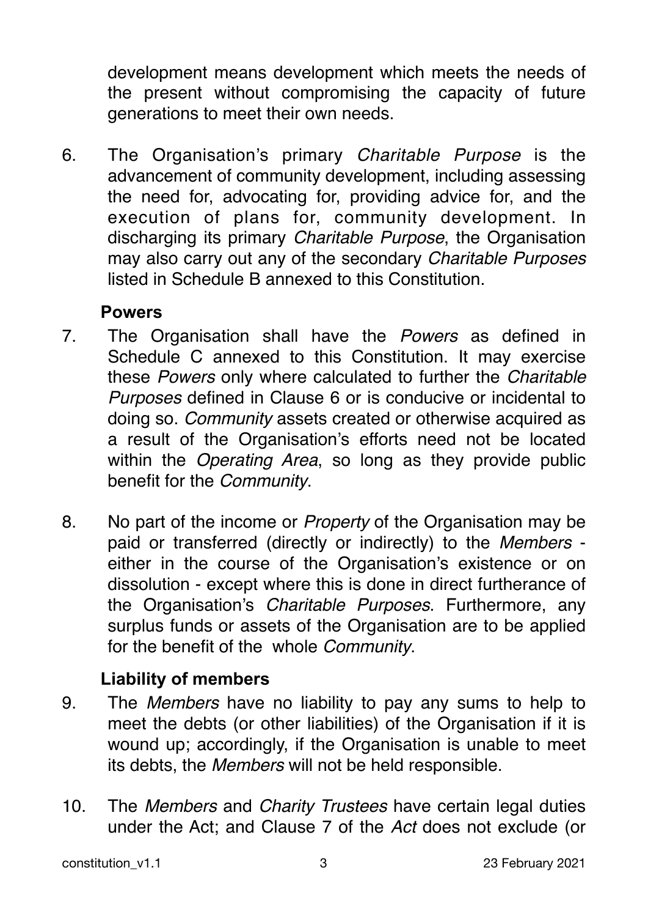development means development which meets the needs of the present without compromising the capacity of future generations to meet their own needs.

6. The Organisation's primary *Charitable Purpose* is the advancement of community development, including assessing the need for, advocating for, providing advice for, and the execution of plans for, community development. In discharging its primary *Charitable Purpose*, the Organisation may also carry out any of the secondary *Charitable Purposes* listed in Schedule B annexed to this Constitution.

### Powers

7. The Organisation shall have the *Powers* as defined in Schedule C annexed to this Constitution. It may exercise these *Powers* only where calculated to further the *Charitable Purposes* defined in Clause 6 or is conducive or incidental to doing so. *Community* assets created or otherwise acquired as a result of the Organisation's efforts need not be located within the *Operating Area*, so long as they provide public benefit for the *Community*.

8. No part of the income or *Property* of the Organisation may be paid or transferred (directly or indirectly) to the *Members* - either in the course of the Organisation's existence or on dissolution - except where this is done in direct furtherance of the Organisation's *Charitable Purposes*. Furthermore, any surplus funds or assets of the Organisation are to be applied for the benefit of the whole *Community*.

### Liability of members

9. The *Members* have no liability to pay any sums to help to meet the debts (or other liabilities) of the Organisation if it is wound up; accordingly, if the Organisation is unable to meet its debts, the *Members* will not be held responsible.

10. The *Members* and *Charity Trustees* have certain legal duties under the Act; and Clause 7 of the *Act* does not exclude (or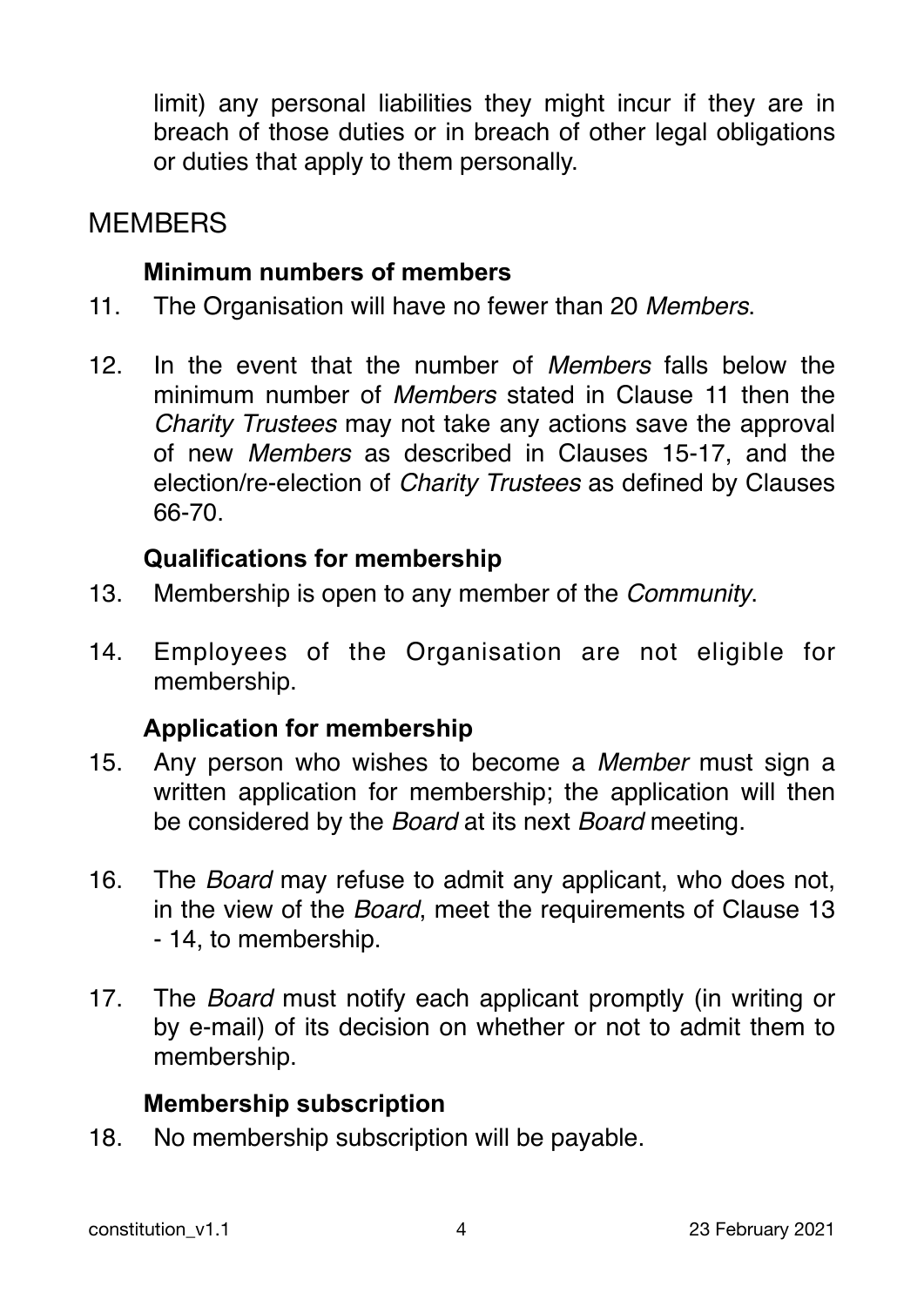limit) any personal liabilities they might incur if they are in breach of those duties or in breach of other legal obligations or duties that apply to them personally.

## MEMBERS

### Minimum numbers of members

11. The Organisation will have no fewer than 20 *Members*.

12. In the event that the number of *Members* falls below the minimum number of *Members* stated in Clause 11 then the *Charity Trustees* may not take any actions save the approval of new *Members* as described in Clauses 15-17, and the election/re-election of *Charity Trustees* as defined by Clauses 66-70.

### Qualifications for membership

13. Membership is open to any member of the *Community*.

14. Employees of the Organisation are not eligible for membership.

### Application for membership

15. Any person who wishes to become a *Member* must sign a written application for membership; the application will then be considered by the *Board* at its next *Board* meeting.

16. The *Board* may refuse to admit any applicant, who does not, in the view of the *Board*, meet the requirements of Clause 13 - 14, to membership.

17. The *Board* must notify each applicant promptly (in writing or by e-mail) of its decision on whether or not to admit them to membership.

### Membership subscription

18. No membership subscription will be payable.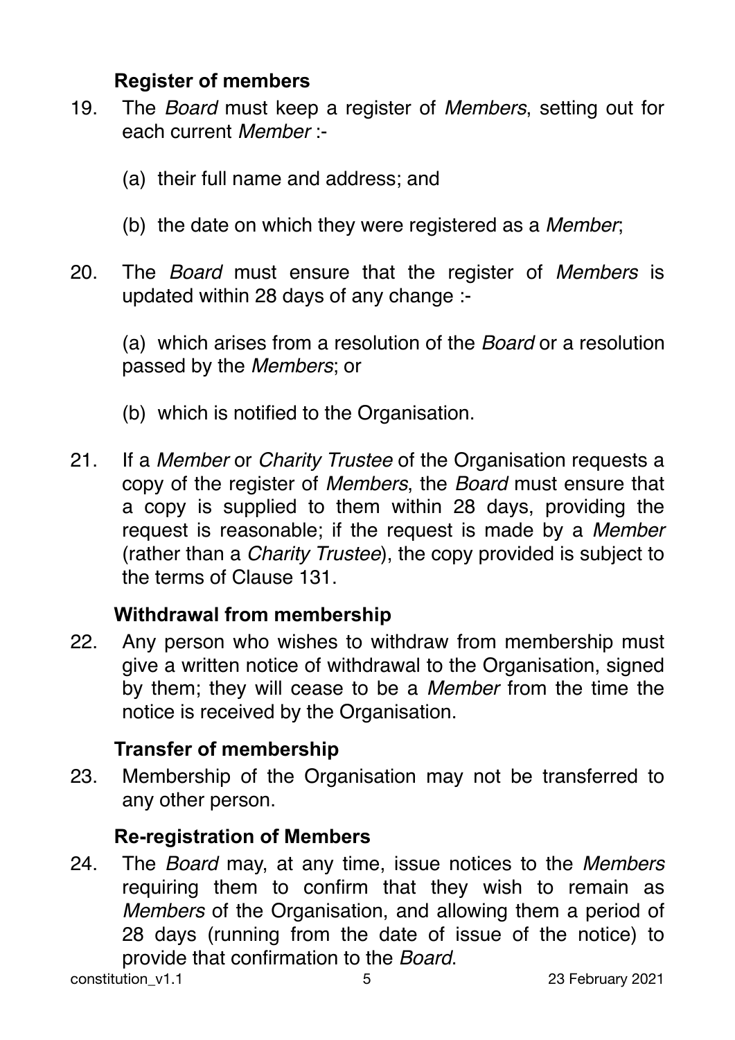### Register of members

19. The *Board* must keep a register of *Members*, setting out for each current *Member* :-

    (a) their full name and address; and

    (b) the date on which they were registered as a *Member*;

20. The *Board* must ensure that the register of *Members* is updated within 28 days of any change :-

    (a) which arises from a resolution of the *Board* or a resolution passed by the *Members*; or

    (b) which is notified to the Organisation.

21. If a *Member* or *Charity Trustee* of the Organisation requests a copy of the register of *Members*, the *Board* must ensure that a copy is supplied to them within 28 days, providing the request is reasonable; if the request is made by a *Member* (rather than a *Charity Trustee*), the copy provided is subject to the terms of Clause 131.

### Withdrawal from membership

22. Any person who wishes to withdraw from membership must give a written notice of withdrawal to the Organisation, signed by them; they will cease to be a *Member* from the time the notice is received by the Organisation.

### Transfer of membership

23. Membership of the Organisation may not be transferred to any other person.

### Re-registration of Members

24. The *Board* may, at any time, issue notices to the *Members* requiring them to confirm that they wish to remain as *Members* of the Organisation, and allowing them a period of 28 days (running from the date of issue of the notice) to provide that confirmation to the *Board*.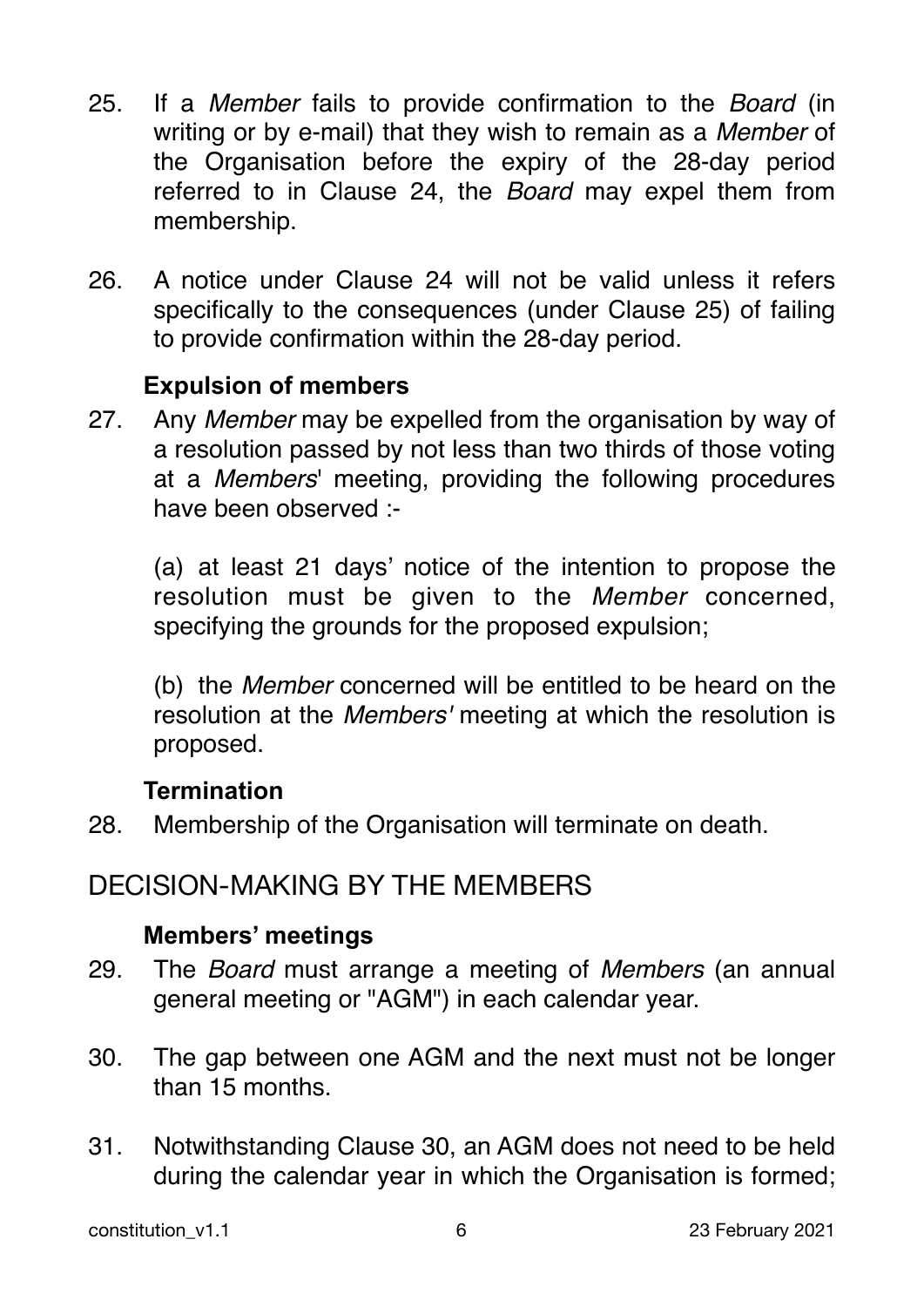25. If a *Member* fails to provide confirmation to the *Board* (in writing or by e-mail) that they wish to remain as a *Member* of the Organisation before the expiry of the 28-day period referred to in Clause 24, the *Board* may expel them from membership.

26. A notice under Clause 24 will not be valid unless it refers specifically to the consequences (under Clause 25) of failing to provide confirmation within the 28-day period.

### Expulsion of members

27. Any *Member* may be expelled from the organisation by way of a resolution passed by not less than two thirds of those voting at a *Members*' meeting, providing the following procedures have been observed :-

    (a) at least 21 days' notice of the intention to propose the resolution must be given to the *Member* concerned, specifying the grounds for the proposed expulsion;

    (b) the *Member* concerned will be entitled to be heard on the resolution at the *Members'* meeting at which the resolution is proposed.

### Termination

28. Membership of the Organisation will terminate on death.

## DECISION-MAKING BY THE MEMBERS

### Members' meetings

29. The *Board* must arrange a meeting of *Members* (an annual general meeting or "AGM") in each calendar year.

30. The gap between one AGM and the next must not be longer than 15 months.

31. Notwithstanding Clause 30, an AGM does not need to be held during the calendar year in which the Organisation is formed;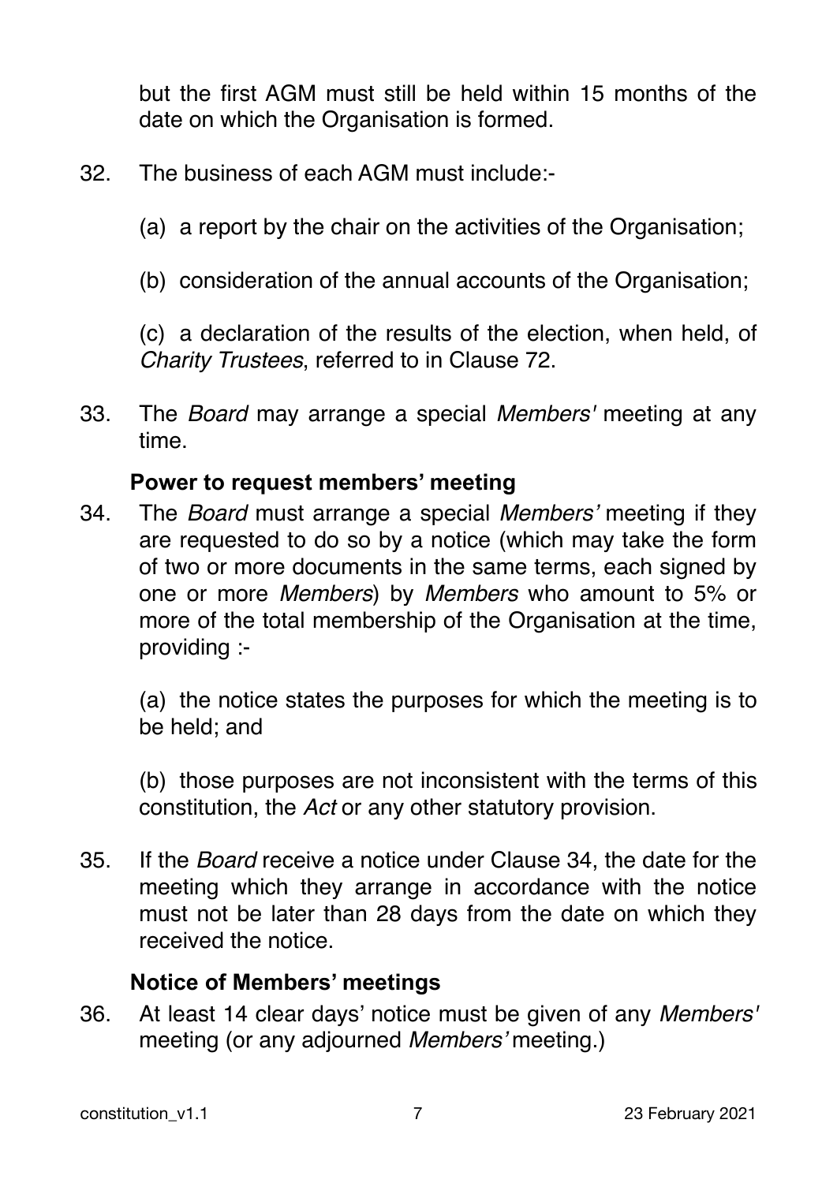but the first AGM must still be held within 15 months of the date on which the Organisation is formed.

32. The business of each AGM must include:-

 (a) a report by the chair on the activities of the Organisation;

 (b) consideration of the annual accounts of the Organisation;

 (c) a declaration of the results of the election, when held, of *Charity Trustees*, referred to in Clause 72.

33. The *Board* may arrange a special *Members'* meeting at any time.

**Power to request members' meeting**

34. The *Board* must arrange a special *Members'* meeting if they are requested to do so by a notice (which may take the form of two or more documents in the same terms, each signed by one or more *Members*) by *Members* who amount to 5% or more of the total membership of the Organisation at the time, providing :-

 (a) the notice states the purposes for which the meeting is to be held; and

 (b) those purposes are not inconsistent with the terms of this constitution, the *Act* or any other statutory provision.

35. If the *Board* receive a notice under Clause 34, the date for the meeting which they arrange in accordance with the notice must not be later than 28 days from the date on which they received the notice.

**Notice of Members' meetings**

36. At least 14 clear days' notice must be given of any *Members'* meeting (or any adjourned *Members'* meeting.)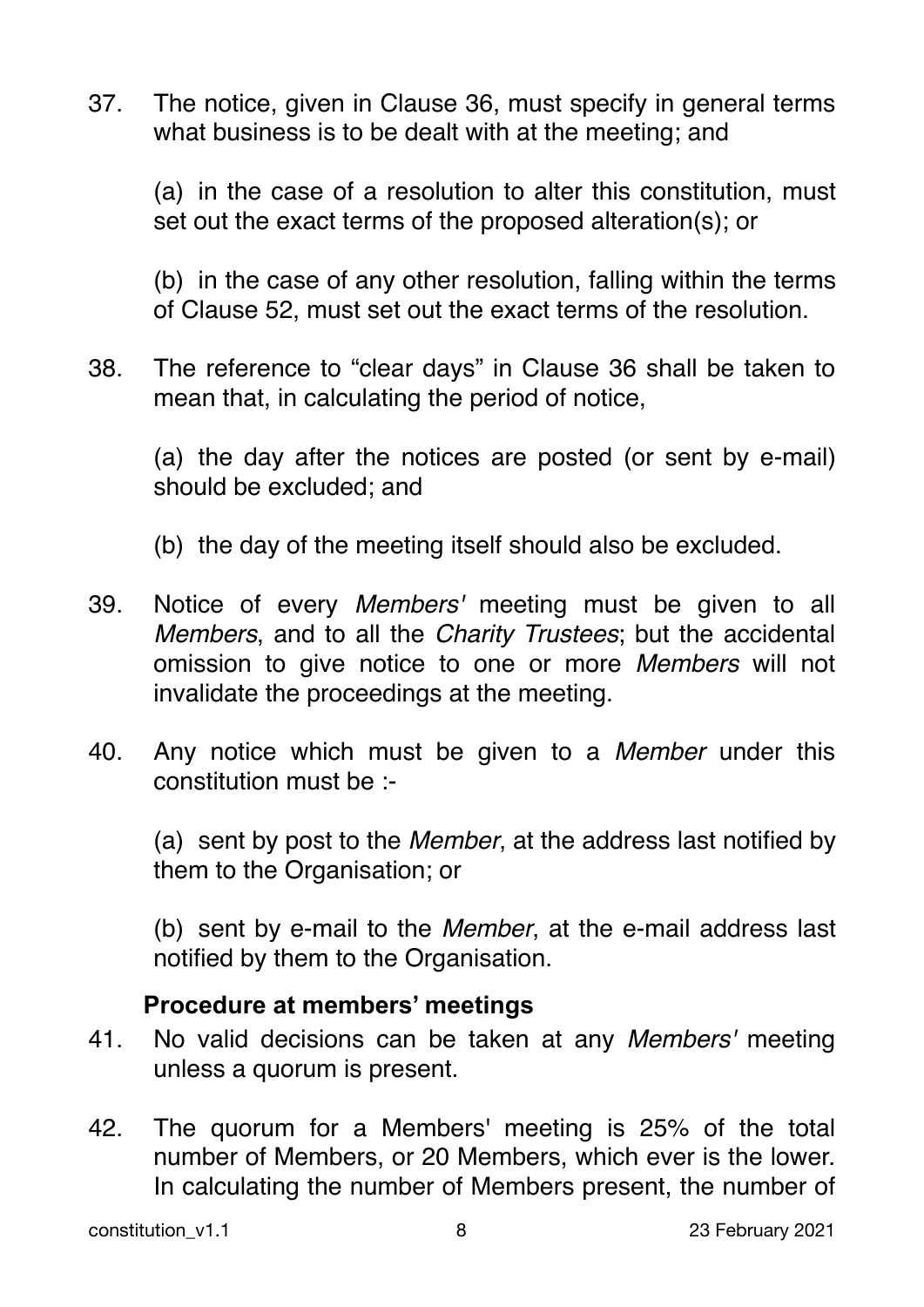37. The notice, given in Clause 36, must specify in general terms what business is to be dealt with at the meeting; and

    (a) in the case of a resolution to alter this constitution, must set out the exact terms of the proposed alteration(s); or

    (b) in the case of any other resolution, falling within the terms of Clause 52, must set out the exact terms of the resolution.

38. The reference to "clear days" in Clause 36 shall be taken to mean that, in calculating the period of notice,

    (a) the day after the notices are posted (or sent by e-mail) should be excluded; and

    (b) the day of the meeting itself should also be excluded.

39. Notice of every *Members'* meeting must be given to all *Members*, and to all the *Charity Trustees*; but the accidental omission to give notice to one or more *Members* will not invalidate the proceedings at the meeting.

40. Any notice which must be given to a *Member* under this constitution must be :-

    (a) sent by post to the *Member*, at the address last notified by them to the Organisation; or

    (b) sent by e-mail to the *Member*, at the e-mail address last notified by them to the Organisation.

### Procedure at members' meetings

41. No valid decisions can be taken at any *Members'* meeting unless a quorum is present.

42. The quorum for a Members' meeting is 25% of the total number of Members, or 20 Members, which ever is the lower. In calculating the number of Members present, the number of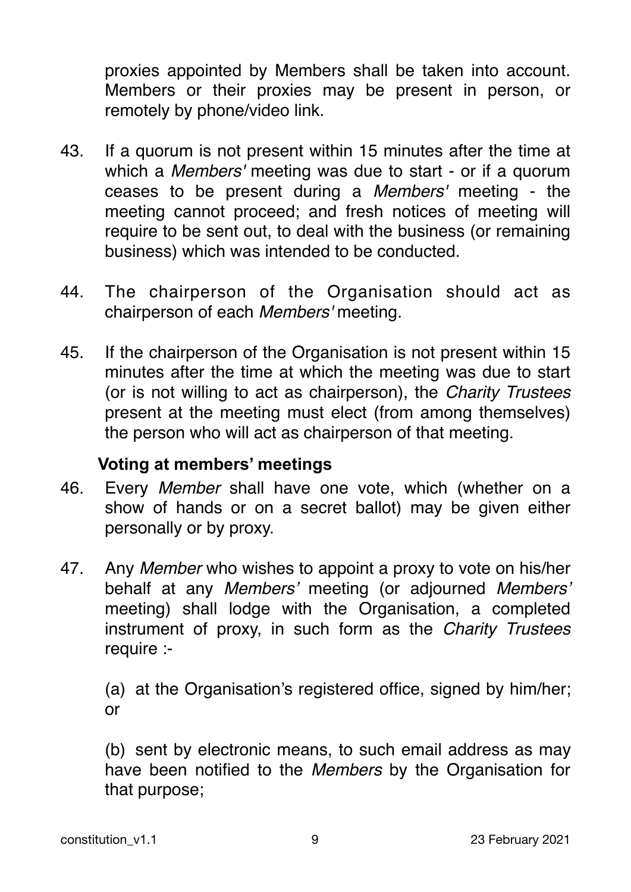proxies appointed by Members shall be taken into account. Members or their proxies may be present in person, or remotely by phone/video link.

43. If a quorum is not present within 15 minutes after the time at which a *Members'* meeting was due to start - or if a quorum ceases to be present during a *Members'* meeting - the meeting cannot proceed; and fresh notices of meeting will require to be sent out, to deal with the business (or remaining business) which was intended to be conducted.

44. The chairperson of the Organisation should act as chairperson of each *Members'* meeting.

45. If the chairperson of the Organisation is not present within 15 minutes after the time at which the meeting was due to start (or is not willing to act as chairperson), the *Charity Trustees* present at the meeting must elect (from among themselves) the person who will act as chairperson of that meeting.

### Voting at members' meetings

46. Every *Member* shall have one vote, which (whether on a show of hands or on a secret ballot) may be given either personally or by proxy.

47. Any *Member* who wishes to appoint a proxy to vote on his/her behalf at any *Members'* meeting (or adjourned *Members'* meeting) shall lodge with the Organisation, a completed instrument of proxy, in such form as the *Charity Trustees* require :-

    (a) at the Organisation's registered office, signed by him/her; or

    (b) sent by electronic means, to such email address as may have been notified to the *Members* by the Organisation for that purpose;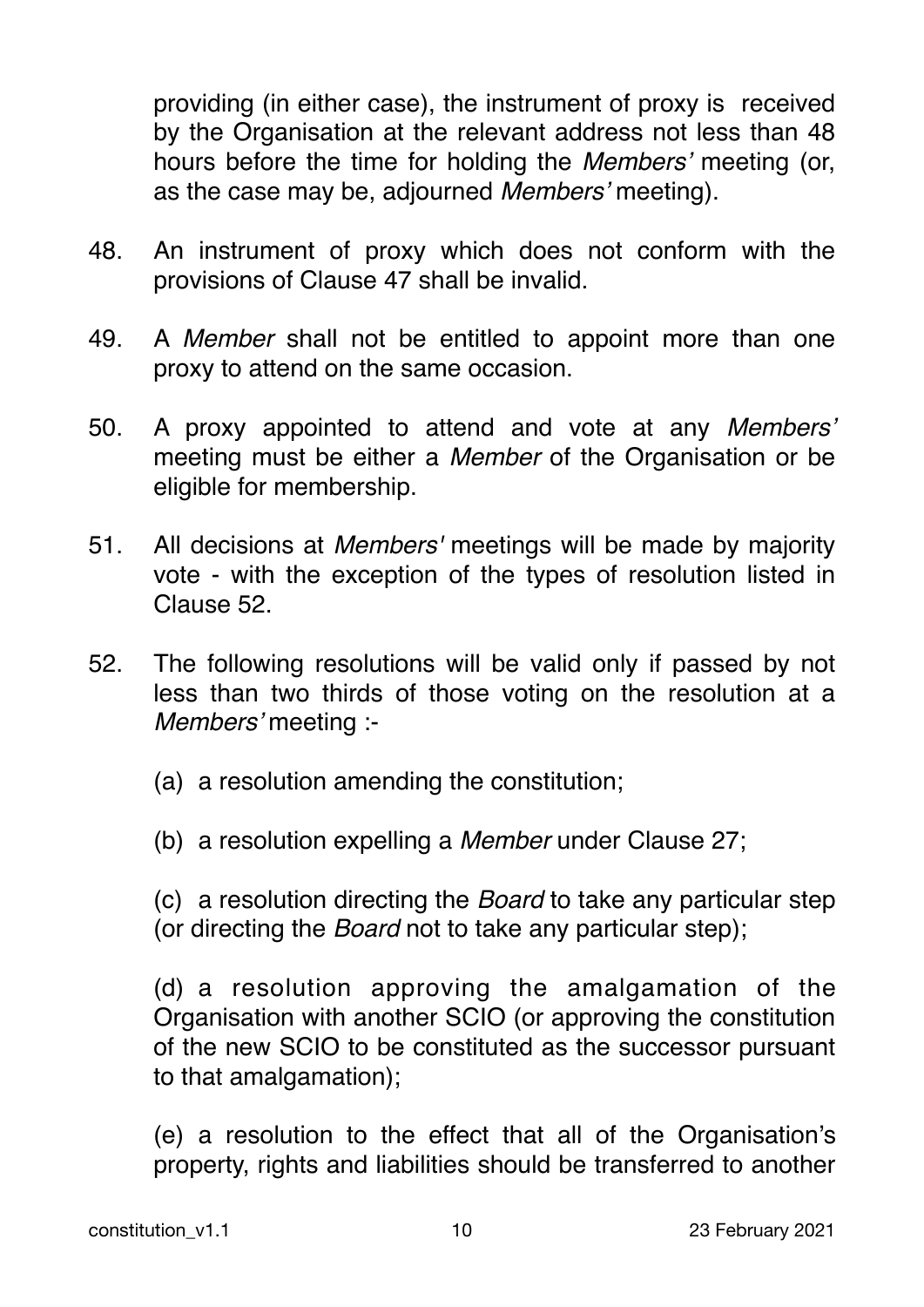providing (in either case), the instrument of proxy is received by the Organisation at the relevant address not less than 48 hours before the time for holding the *Members'* meeting (or, as the case may be, adjourned *Members'* meeting).

48. An instrument of proxy which does not conform with the provisions of Clause 47 shall be invalid.

49. A *Member* shall not be entitled to appoint more than one proxy to attend on the same occasion.

50. A proxy appointed to attend and vote at any *Members'* meeting must be either a *Member* of the Organisation or be eligible for membership.

51. All decisions at *Members'* meetings will be made by majority vote - with the exception of the types of resolution listed in Clause 52.

52. The following resolutions will be valid only if passed by not less than two thirds of those voting on the resolution at a *Members'* meeting :-

    (a) a resolution amending the constitution;

    (b) a resolution expelling a *Member* under Clause 27;

    (c) a resolution directing the *Board* to take any particular step (or directing the *Board* not to take any particular step);

    (d) a resolution approving the amalgamation of the Organisation with another SCIO (or approving the constitution of the new SCIO to be constituted as the successor pursuant to that amalgamation);

    (e) a resolution to the effect that all of the Organisation's property, rights and liabilities should be transferred to another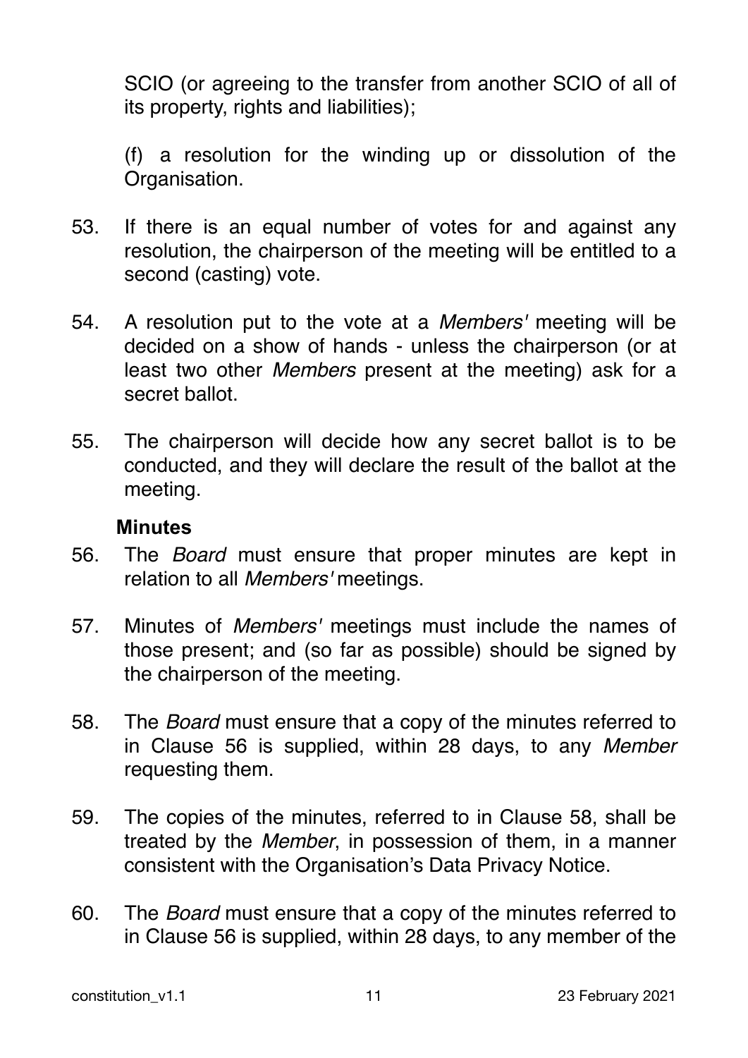SCIO (or agreeing to the transfer from another SCIO of all of its property, rights and liabilities);

(f) a resolution for the winding up or dissolution of the Organisation.

53. If there is an equal number of votes for and against any resolution, the chairperson of the meeting will be entitled to a second (casting) vote.

54. A resolution put to the vote at a *Members'* meeting will be decided on a show of hands - unless the chairperson (or at least two other *Members* present at the meeting) ask for a secret ballot.

55. The chairperson will decide how any secret ballot is to be conducted, and they will declare the result of the ballot at the meeting.

### Minutes

56. The *Board* must ensure that proper minutes are kept in relation to all *Members'* meetings.

57. Minutes of *Members'* meetings must include the names of those present; and (so far as possible) should be signed by the chairperson of the meeting.

58. The *Board* must ensure that a copy of the minutes referred to in Clause 56 is supplied, within 28 days, to any *Member* requesting them.

59. The copies of the minutes, referred to in Clause 58, shall be treated by the *Member*, in possession of them, in a manner consistent with the Organisation's Data Privacy Notice.

60. The *Board* must ensure that a copy of the minutes referred to in Clause 56 is supplied, within 28 days, to any member of the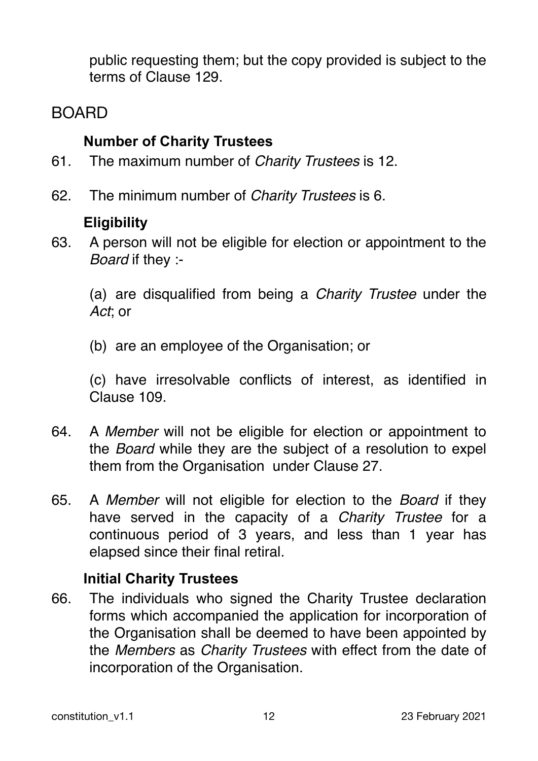public requesting them; but the copy provided is subject to the terms of Clause 129.

## BOARD

### Number of Charity Trustees

61. The maximum number of *Charity Trustees* is 12.

62. The minimum number of *Charity Trustees* is 6.

### Eligibility

63. A person will not be eligible for election or appointment to the *Board* if they :-

    (a) are disqualified from being a *Charity Trustee* under the *Act*; or

    (b) are an employee of the Organisation; or

    (c) have irresolvable conflicts of interest, as identified in Clause 109.

64. A *Member* will not be eligible for election or appointment to the *Board* while they are the subject of a resolution to expel them from the Organisation under Clause 27.

65. A *Member* will not eligible for election to the *Board* if they have served in the capacity of a *Charity Trustee* for a continuous period of 3 years, and less than 1 year has elapsed since their final retiral.

### Initial Charity Trustees

66. The individuals who signed the Charity Trustee declaration forms which accompanied the application for incorporation of the Organisation shall be deemed to have been appointed by the *Members* as *Charity Trustees* with effect from the date of incorporation of the Organisation.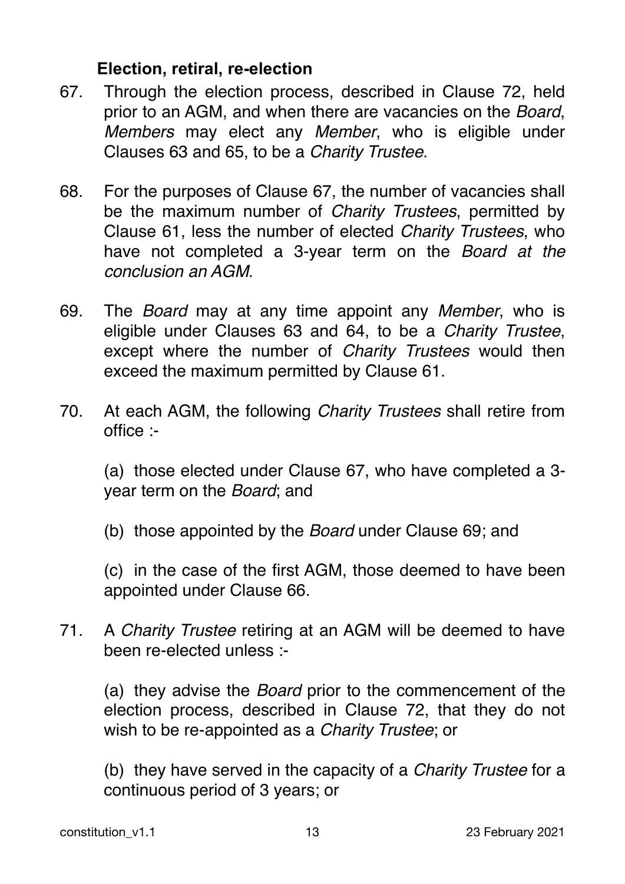### **Election, retiral, re-election**

67. Through the election process, described in Clause 72, held prior to an AGM, and when there are vacancies on the *Board*, *Members* may elect any *Member*, who is eligible under Clauses 63 and 65, to be a *Charity Trustee*.

68. For the purposes of Clause 67, the number of vacancies shall be the maximum number of *Charity Trustees*, permitted by Clause 61, less the number of elected *Charity Trustees*, who have not completed a 3-year term on the *Board at the conclusion an AGM*.

69. The *Board* may at any time appoint any *Member*, who is eligible under Clauses 63 and 64, to be a *Charity Trustee*, except where the number of *Charity Trustees* would then exceed the maximum permitted by Clause 61.

70. At each AGM, the following *Charity Trustees* shall retire from office :-

    (a) those elected under Clause 67, who have completed a 3-year term on the *Board*; and

    (b) those appointed by the *Board* under Clause 69; and

    (c) in the case of the first AGM, those deemed to have been appointed under Clause 66.

71. A *Charity Trustee* retiring at an AGM will be deemed to have been re-elected unless :-

    (a) they advise the *Board* prior to the commencement of the election process, described in Clause 72, that they do not wish to be re-appointed as a *Charity Trustee*; or

    (b) they have served in the capacity of a *Charity Trustee* for a continuous period of 3 years; or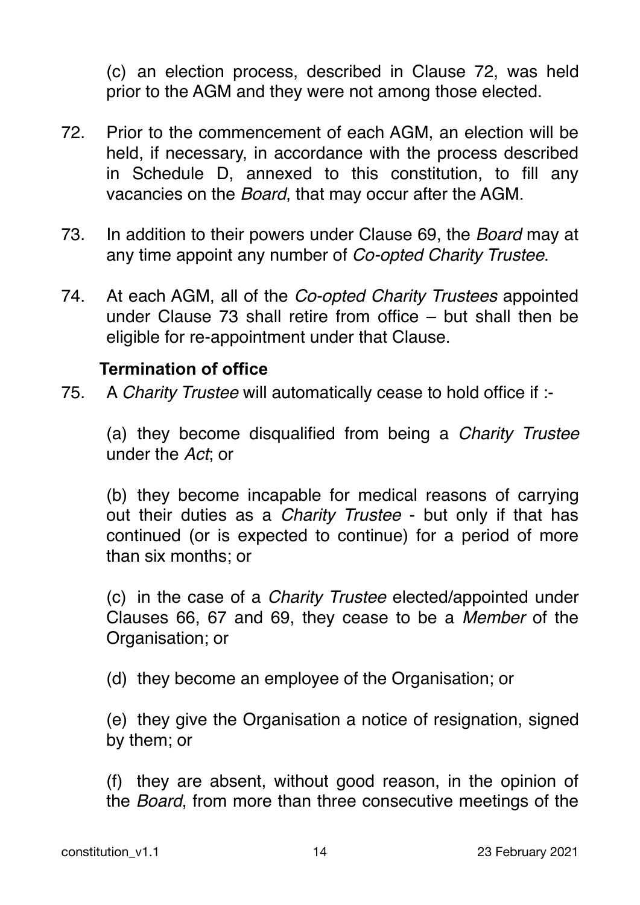(c) an election process, described in Clause 72, was held prior to the AGM and they were not among those elected.

72. Prior to the commencement of each AGM, an election will be held, if necessary, in accordance with the process described in Schedule D, annexed to this constitution, to fill any vacancies on the *Board*, that may occur after the AGM.

73. In addition to their powers under Clause 69, the *Board* may at any time appoint any number of *Co-opted Charity Trustee*.

74. At each AGM, all of the *Co-opted Charity Trustees* appointed under Clause 73 shall retire from office – but shall then be eligible for re-appointment under that Clause.

**Termination of office**

75. A *Charity Trustee* will automatically cease to hold office if :-

(a) they become disqualified from being a *Charity Trustee* under the *Act*; or

(b) they become incapable for medical reasons of carrying out their duties as a *Charity Trustee* - but only if that has continued (or is expected to continue) for a period of more than six months; or

(c) in the case of a *Charity Trustee* elected/appointed under Clauses 66, 67 and 69, they cease to be a *Member* of the Organisation; or

(d) they become an employee of the Organisation; or

(e) they give the Organisation a notice of resignation, signed by them; or

(f) they are absent, without good reason, in the opinion of the *Board*, from more than three consecutive meetings of the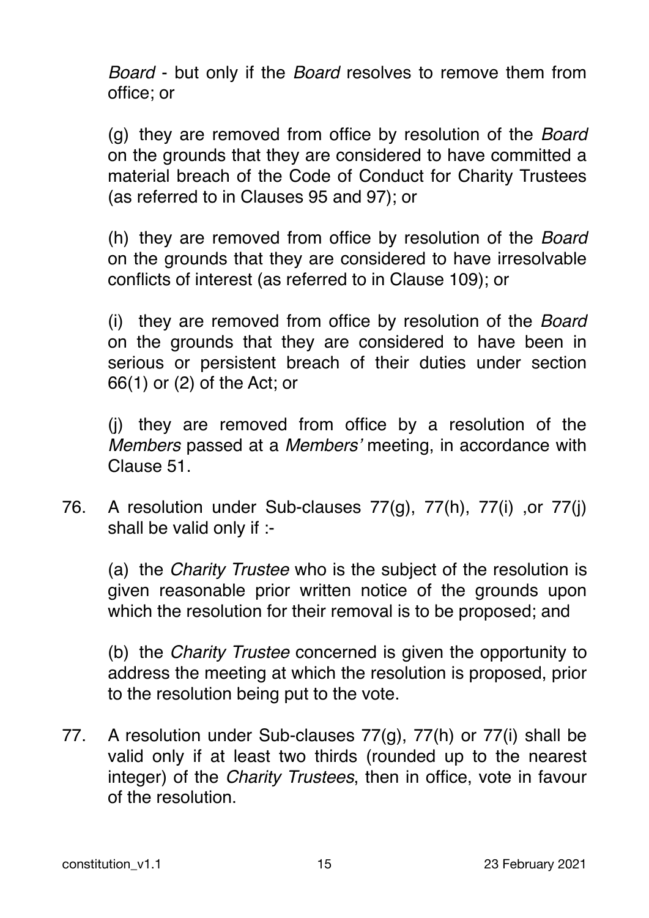*Board* - but only if the *Board* resolves to remove them from office; or

(g) they are removed from office by resolution of the *Board* on the grounds that they are considered to have committed a material breach of the Code of Conduct for Charity Trustees (as referred to in Clauses 95 and 97); or

(h) they are removed from office by resolution of the *Board* on the grounds that they are considered to have irresolvable conflicts of interest (as referred to in Clause 109); or

(i) they are removed from office by resolution of the *Board* on the grounds that they are considered to have been in serious or persistent breach of their duties under section 66(1) or (2) of the Act; or

(j) they are removed from office by a resolution of the *Members* passed at a *Members'* meeting, in accordance with Clause 51.

76. A resolution under Sub-clauses 77(g), 77(h), 77(i) ,or 77(j) shall be valid only if :-

    (a) the *Charity Trustee* who is the subject of the resolution is given reasonable prior written notice of the grounds upon which the resolution for their removal is to be proposed; and

    (b) the *Charity Trustee* concerned is given the opportunity to address the meeting at which the resolution is proposed, prior to the resolution being put to the vote.

77. A resolution under Sub-clauses 77(g), 77(h) or 77(i) shall be valid only if at least two thirds (rounded up to the nearest integer) of the *Charity Trustees*, then in office, vote in favour of the resolution.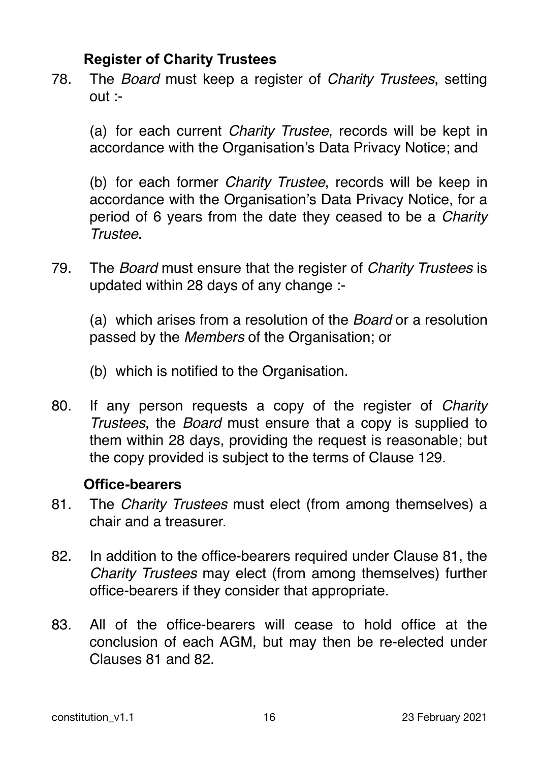### **Register of Charity Trustees**

78. The *Board* must keep a register of *Charity Trustees*, setting out :-

    (a) for each current *Charity Trustee*, records will be kept in accordance with the Organisation's Data Privacy Notice; and

    (b) for each former *Charity Trustee*, records will be keep in accordance with the Organisation's Data Privacy Notice, for a period of 6 years from the date they ceased to be a *Charity Trustee*.

79. The *Board* must ensure that the register of *Charity Trustees* is updated within 28 days of any change :-

    (a) which arises from a resolution of the *Board* or a resolution passed by the *Members* of the Organisation; or

    (b) which is notified to the Organisation.

80. If any person requests a copy of the register of *Charity Trustees*, the *Board* must ensure that a copy is supplied to them within 28 days, providing the request is reasonable; but the copy provided is subject to the terms of Clause 129.

### **Office-bearers**

81. The *Charity Trustees* must elect (from among themselves) a chair and a treasurer.

82. In addition to the office-bearers required under Clause 81, the *Charity Trustees* may elect (from among themselves) further office-bearers if they consider that appropriate.

83. All of the office-bearers will cease to hold office at the conclusion of each AGM, but may then be re-elected under Clauses 81 and 82.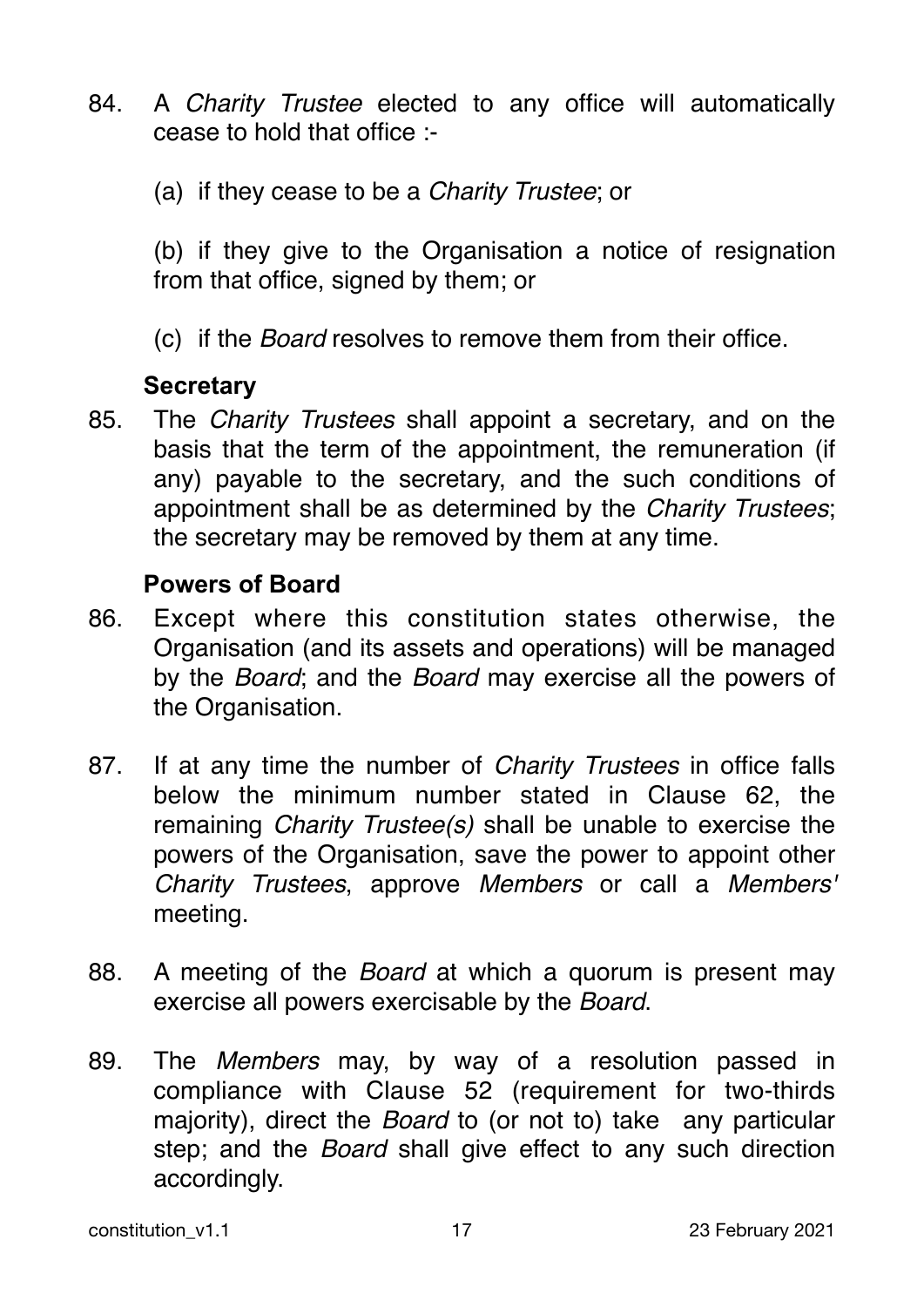84. A *Charity Trustee* elected to any office will automatically cease to hold that office :-

    (a) if they cease to be a *Charity Trustee*; or

    (b) if they give to the Organisation a notice of resignation from that office, signed by them; or

    (c) if the *Board* resolves to remove them from their office.

### Secretary

85. The *Charity Trustees* shall appoint a secretary, and on the basis that the term of the appointment, the remuneration (if any) payable to the secretary, and the such conditions of appointment shall be as determined by the *Charity Trustees*; the secretary may be removed by them at any time.

### Powers of Board

86. Except where this constitution states otherwise, the Organisation (and its assets and operations) will be managed by the *Board*; and the *Board* may exercise all the powers of the Organisation.

87. If at any time the number of *Charity Trustees* in office falls below the minimum number stated in Clause 62, the remaining *Charity Trustee(s)* shall be unable to exercise the powers of the Organisation, save the power to appoint other *Charity Trustees*, approve *Members* or call a *Members'* meeting.

88. A meeting of the *Board* at which a quorum is present may exercise all powers exercisable by the *Board*.

89. The *Members* may, by way of a resolution passed in compliance with Clause 52 (requirement for two-thirds majority), direct the *Board* to (or not to) take any particular step; and the *Board* shall give effect to any such direction accordingly.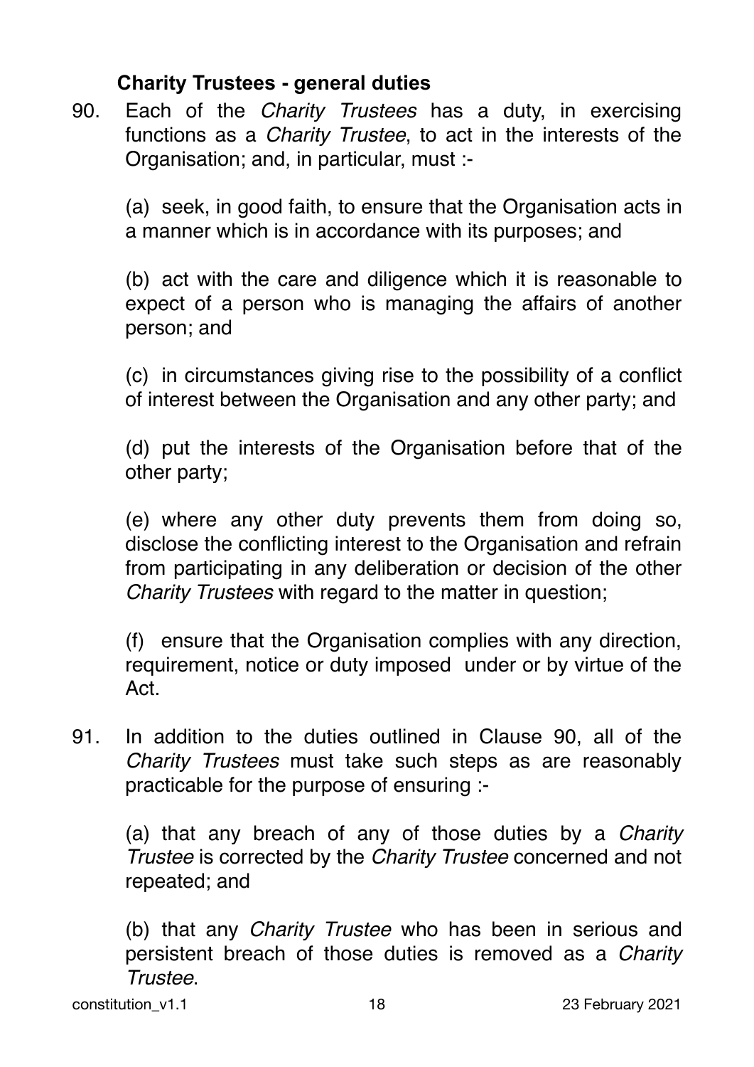### Charity Trustees - general duties

90. Each of the *Charity Trustees* has a duty, in exercising functions as a *Charity Trustee*, to act in the interests of the Organisation; and, in particular, must :-

    (a) seek, in good faith, to ensure that the Organisation acts in a manner which is in accordance with its purposes; and

    (b) act with the care and diligence which it is reasonable to expect of a person who is managing the affairs of another person; and

    (c) in circumstances giving rise to the possibility of a conflict of interest between the Organisation and any other party; and

    (d) put the interests of the Organisation before that of the other party;

    (e) where any other duty prevents them from doing so, disclose the conflicting interest to the Organisation and refrain from participating in any deliberation or decision of the other *Charity Trustees* with regard to the matter in question;

    (f) ensure that the Organisation complies with any direction, requirement, notice or duty imposed under or by virtue of the Act.

91. In addition to the duties outlined in Clause 90, all of the *Charity Trustees* must take such steps as are reasonably practicable for the purpose of ensuring :-

    (a) that any breach of any of those duties by a *Charity Trustee* is corrected by the *Charity Trustee* concerned and not repeated; and

    (b) that any *Charity Trustee* who has been in serious and persistent breach of those duties is removed as a *Charity Trustee*.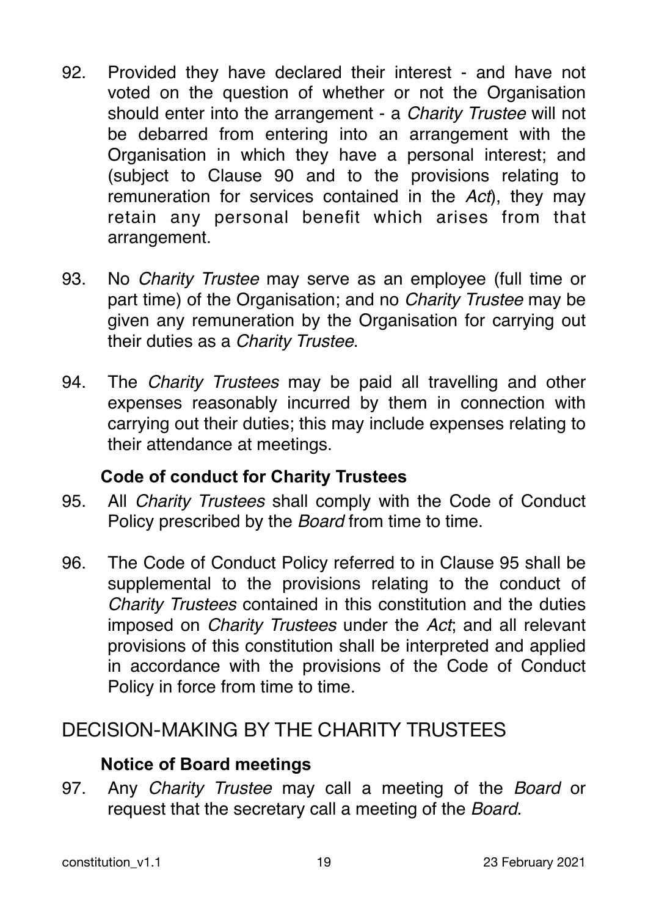92. Provided they have declared their interest - and have not voted on the question of whether or not the Organisation should enter into the arrangement - a *Charity Trustee* will not be debarred from entering into an arrangement with the Organisation in which they have a personal interest; and (subject to Clause 90 and to the provisions relating to remuneration for services contained in the *Act*), they may retain any personal benefit which arises from that arrangement.

93. No *Charity Trustee* may serve as an employee (full time or part time) of the Organisation; and no *Charity Trustee* may be given any remuneration by the Organisation for carrying out their duties as a *Charity Trustee*.

94. The *Charity Trustees* may be paid all travelling and other expenses reasonably incurred by them in connection with carrying out their duties; this may include expenses relating to their attendance at meetings.

### Code of conduct for Charity Trustees

95. All *Charity Trustees* shall comply with the Code of Conduct Policy prescribed by the *Board* from time to time.

96. The Code of Conduct Policy referred to in Clause 95 shall be supplemental to the provisions relating to the conduct of *Charity Trustees* contained in this constitution and the duties imposed on *Charity Trustees* under the *Act*; and all relevant provisions of this constitution shall be interpreted and applied in accordance with the provisions of the Code of Conduct Policy in force from time to time.

## DECISION-MAKING BY THE CHARITY TRUSTEES

### Notice of Board meetings

97. Any *Charity Trustee* may call a meeting of the *Board* or request that the secretary call a meeting of the *Board*.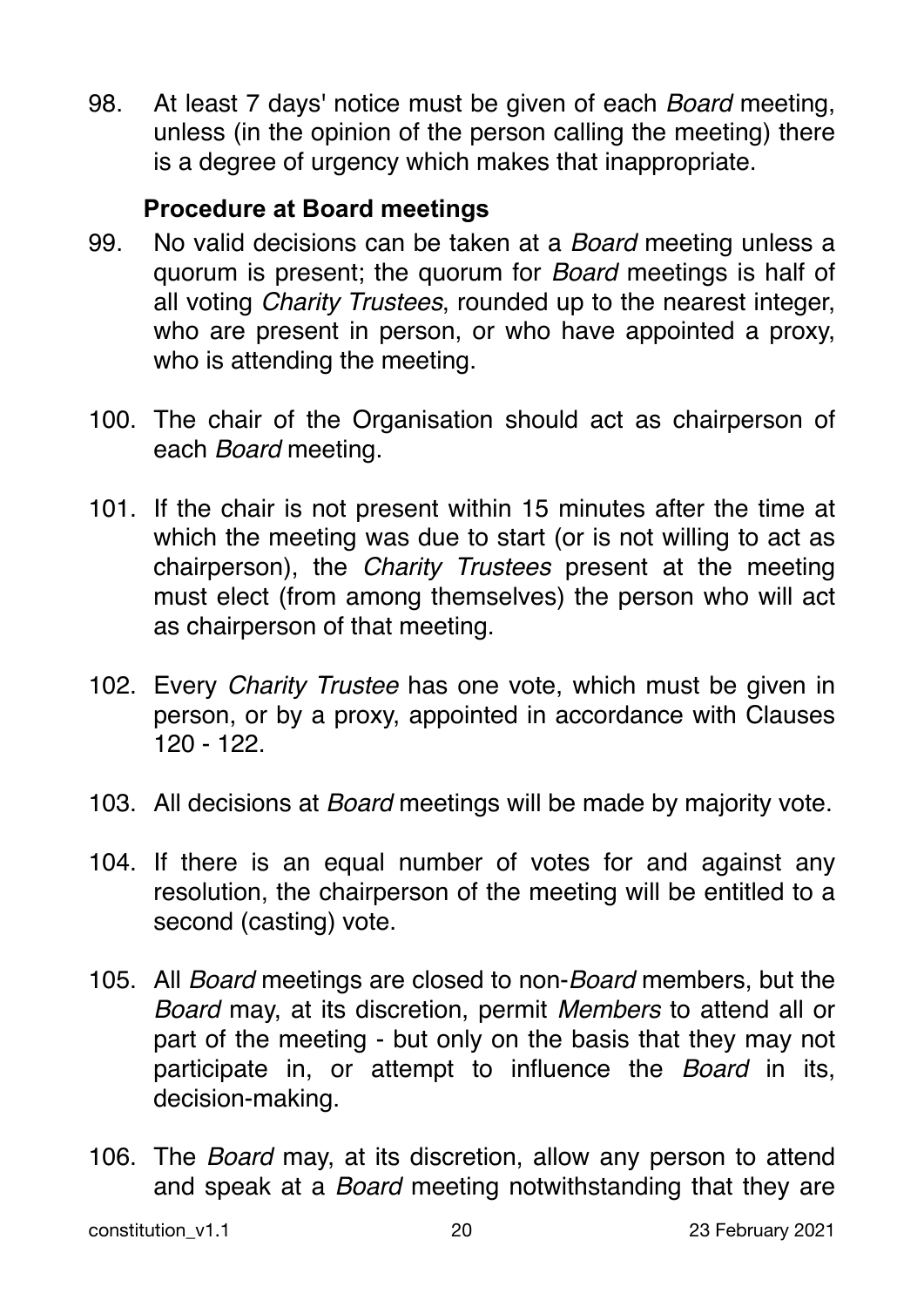98. At least 7 days' notice must be given of each *Board* meeting, unless (in the opinion of the person calling the meeting) there is a degree of urgency which makes that inappropriate.

**Procedure at Board meetings**

99. No valid decisions can be taken at a *Board* meeting unless a quorum is present; the quorum for *Board* meetings is half of all voting *Charity Trustees*, rounded up to the nearest integer, who are present in person, or who have appointed a proxy, who is attending the meeting.

100. The chair of the Organisation should act as chairperson of each *Board* meeting.

101. If the chair is not present within 15 minutes after the time at which the meeting was due to start (or is not willing to act as chairperson), the *Charity Trustees* present at the meeting must elect (from among themselves) the person who will act as chairperson of that meeting.

102. Every *Charity Trustee* has one vote, which must be given in person, or by a proxy, appointed in accordance with Clauses 120 - 122.

103. All decisions at *Board* meetings will be made by majority vote.

104. If there is an equal number of votes for and against any resolution, the chairperson of the meeting will be entitled to a second (casting) vote.

105. All *Board* meetings are closed to non-*Board* members, but the *Board* may, at its discretion, permit *Members* to attend all or part of the meeting - but only on the basis that they may not participate in, or attempt to influence the *Board* in its, decision-making.

106. The *Board* may, at its discretion, allow any person to attend and speak at a *Board* meeting notwithstanding that they are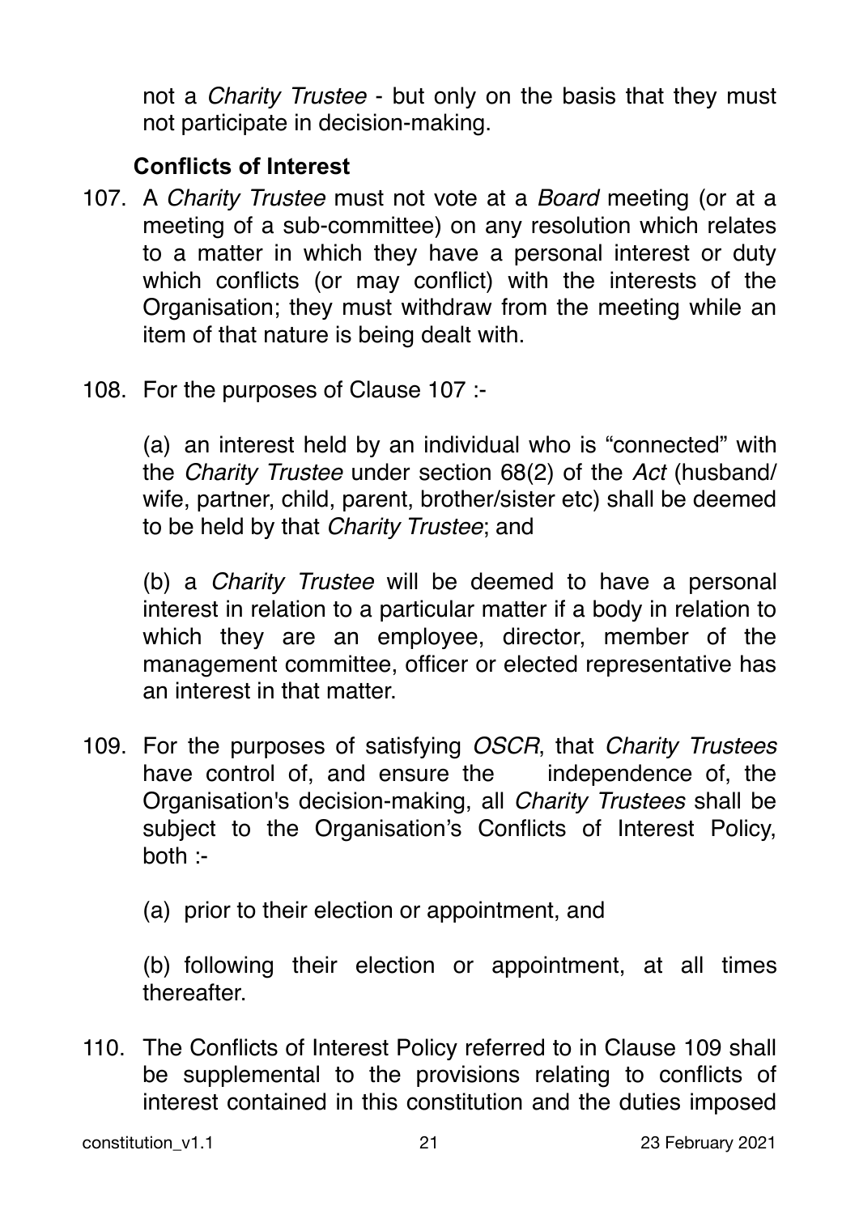not a *Charity Trustee* - but only on the basis that they must not participate in decision-making.

### Conflicts of Interest

107. A *Charity Trustee* must not vote at a *Board* meeting (or at a meeting of a sub-committee) on any resolution which relates to a matter in which they have a personal interest or duty which conflicts (or may conflict) with the interests of the Organisation; they must withdraw from the meeting while an item of that nature is being dealt with.

108. For the purposes of Clause 107 :-

    (a) an interest held by an individual who is "connected" with the *Charity Trustee* under section 68(2) of the *Act* (husband/wife, partner, child, parent, brother/sister etc) shall be deemed to be held by that *Charity Trustee*; and

    (b) a *Charity Trustee* will be deemed to have a personal interest in relation to a particular matter if a body in relation to which they are an employee, director, member of the management committee, officer or elected representative has an interest in that matter.

109. For the purposes of satisfying *OSCR*, that *Charity Trustees* have control of, and ensure the independence of, the Organisation's decision-making, all *Charity Trustees* shall be subject to the Organisation's Conflicts of Interest Policy, both :-

    (a) prior to their election or appointment, and

    (b) following their election or appointment, at all times thereafter.

110. The Conflicts of Interest Policy referred to in Clause 109 shall be supplemental to the provisions relating to conflicts of interest contained in this constitution and the duties imposed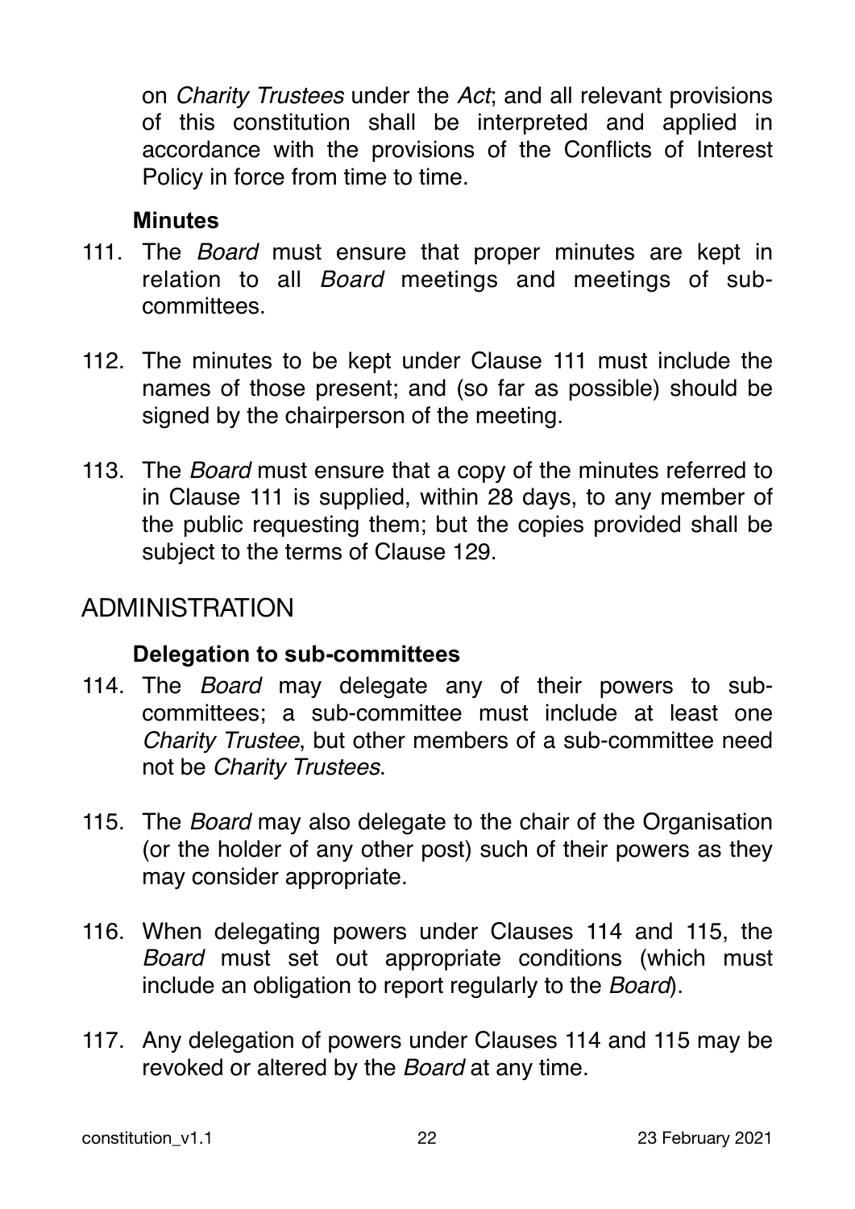on *Charity Trustees* under the *Act*; and all relevant provisions of this constitution shall be interpreted and applied in accordance with the provisions of the Conflicts of Interest Policy in force from time to time.

### Minutes

111. The *Board* must ensure that proper minutes are kept in relation to all *Board* meetings and meetings of sub-committees.

112. The minutes to be kept under Clause 111 must include the names of those present; and (so far as possible) should be signed by the chairperson of the meeting.

113. The *Board* must ensure that a copy of the minutes referred to in Clause 111 is supplied, within 28 days, to any member of the public requesting them; but the copies provided shall be subject to the terms of Clause 129.

## ADMINISTRATION

### Delegation to sub-committees

114. The *Board* may delegate any of their powers to sub-committees; a sub-committee must include at least one *Charity Trustee*, but other members of a sub-committee need not be *Charity Trustees*.

115. The *Board* may also delegate to the chair of the Organisation (or the holder of any other post) such of their powers as they may consider appropriate.

116. When delegating powers under Clauses 114 and 115, the *Board* must set out appropriate conditions (which must include an obligation to report regularly to the *Board*).

117. Any delegation of powers under Clauses 114 and 115 may be revoked or altered by the *Board* at any time.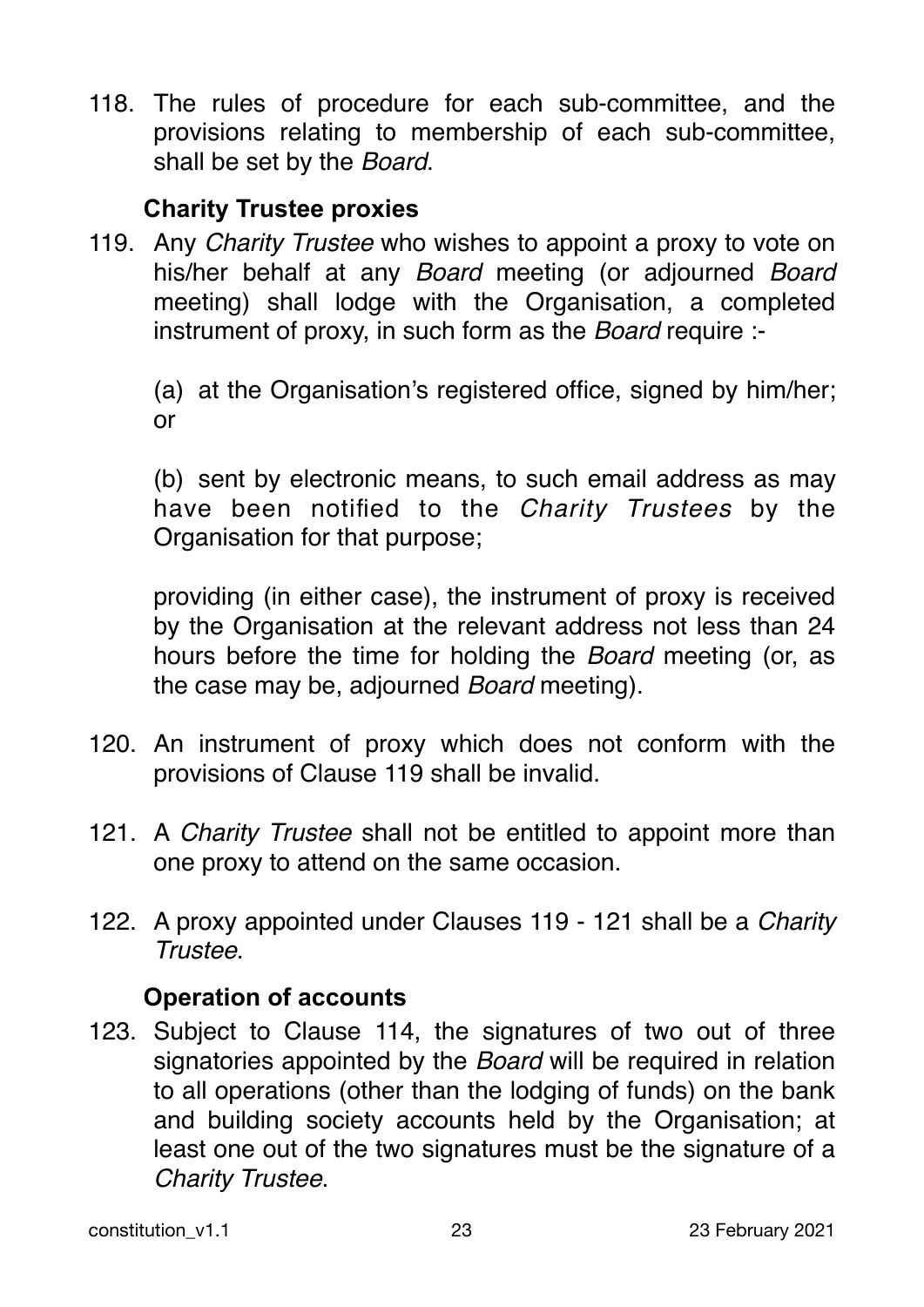118. The rules of procedure for each sub-committee, and the provisions relating to membership of each sub-committee, shall be set by the *Board*.

### Charity Trustee proxies

119. Any *Charity Trustee* who wishes to appoint a proxy to vote on his/her behalf at any *Board* meeting (or adjourned *Board* meeting) shall lodge with the Organisation, a completed instrument of proxy, in such form as the *Board* require :-

    (a) at the Organisation's registered office, signed by him/her; or

    (b) sent by electronic means, to such email address as may have been notified to the *Charity Trustees* by the Organisation for that purpose;

    providing (in either case), the instrument of proxy is received by the Organisation at the relevant address not less than 24 hours before the time for holding the *Board* meeting (or, as the case may be, adjourned *Board* meeting).

120. An instrument of proxy which does not conform with the provisions of Clause 119 shall be invalid.

121. A *Charity Trustee* shall not be entitled to appoint more than one proxy to attend on the same occasion.

122. A proxy appointed under Clauses 119 - 121 shall be a *Charity Trustee*.

### Operation of accounts

123. Subject to Clause 114, the signatures of two out of three signatories appointed by the *Board* will be required in relation to all operations (other than the lodging of funds) on the bank and building society accounts held by the Organisation; at least one out of the two signatures must be the signature of a *Charity Trustee*.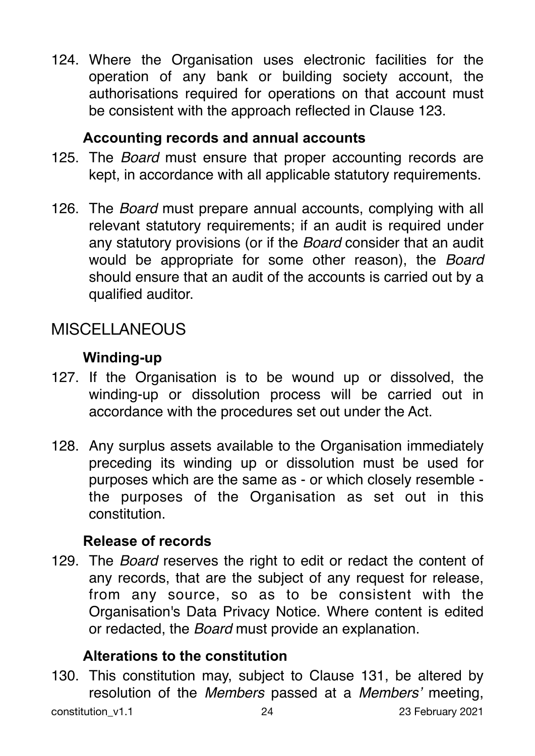124. Where the Organisation uses electronic facilities for the operation of any bank or building society account, the authorisations required for operations on that account must be consistent with the approach reflected in Clause 123.

### Accounting records and annual accounts

125. The *Board* must ensure that proper accounting records are kept, in accordance with all applicable statutory requirements.

126. The *Board* must prepare annual accounts, complying with all relevant statutory requirements; if an audit is required under any statutory provisions (or if the *Board* consider that an audit would be appropriate for some other reason), the *Board* should ensure that an audit of the accounts is carried out by a qualified auditor.

## MISCELLANEOUS

### Winding-up

127. If the Organisation is to be wound up or dissolved, the winding-up or dissolution process will be carried out in accordance with the procedures set out under the Act.

128. Any surplus assets available to the Organisation immediately preceding its winding up or dissolution must be used for purposes which are the same as - or which closely resemble - the purposes of the Organisation as set out in this constitution.

### Release of records

129. The *Board* reserves the right to edit or redact the content of any records, that are the subject of any request for release, from any source, so as to be consistent with the Organisation's Data Privacy Notice. Where content is edited or redacted, the *Board* must provide an explanation.

### Alterations to the constitution

130. This constitution may, subject to Clause 131, be altered by resolution of the *Members* passed at a *Members'* meeting,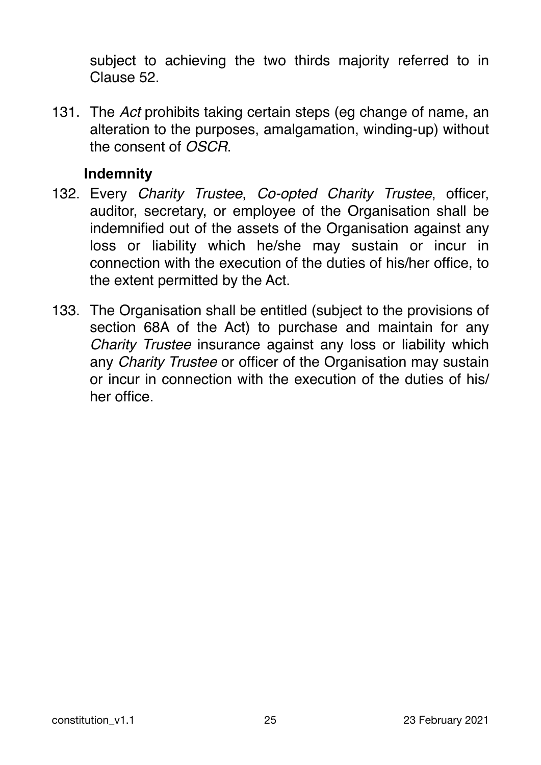subject to achieving the two thirds majority referred to in Clause 52.

131. The *Act* prohibits taking certain steps (eg change of name, an alteration to the purposes, amalgamation, winding-up) without the consent of *OSCR*.

### Indemnity

132. Every *Charity Trustee*, *Co-opted Charity Trustee*, officer, auditor, secretary, or employee of the Organisation shall be indemnified out of the assets of the Organisation against any loss or liability which he/she may sustain or incur in connection with the execution of the duties of his/her office, to the extent permitted by the Act.

133. The Organisation shall be entitled (subject to the provisions of section 68A of the Act) to purchase and maintain for any *Charity Trustee* insurance against any loss or liability which any *Charity Trustee* or officer of the Organisation may sustain or incur in connection with the execution of the duties of his/her office.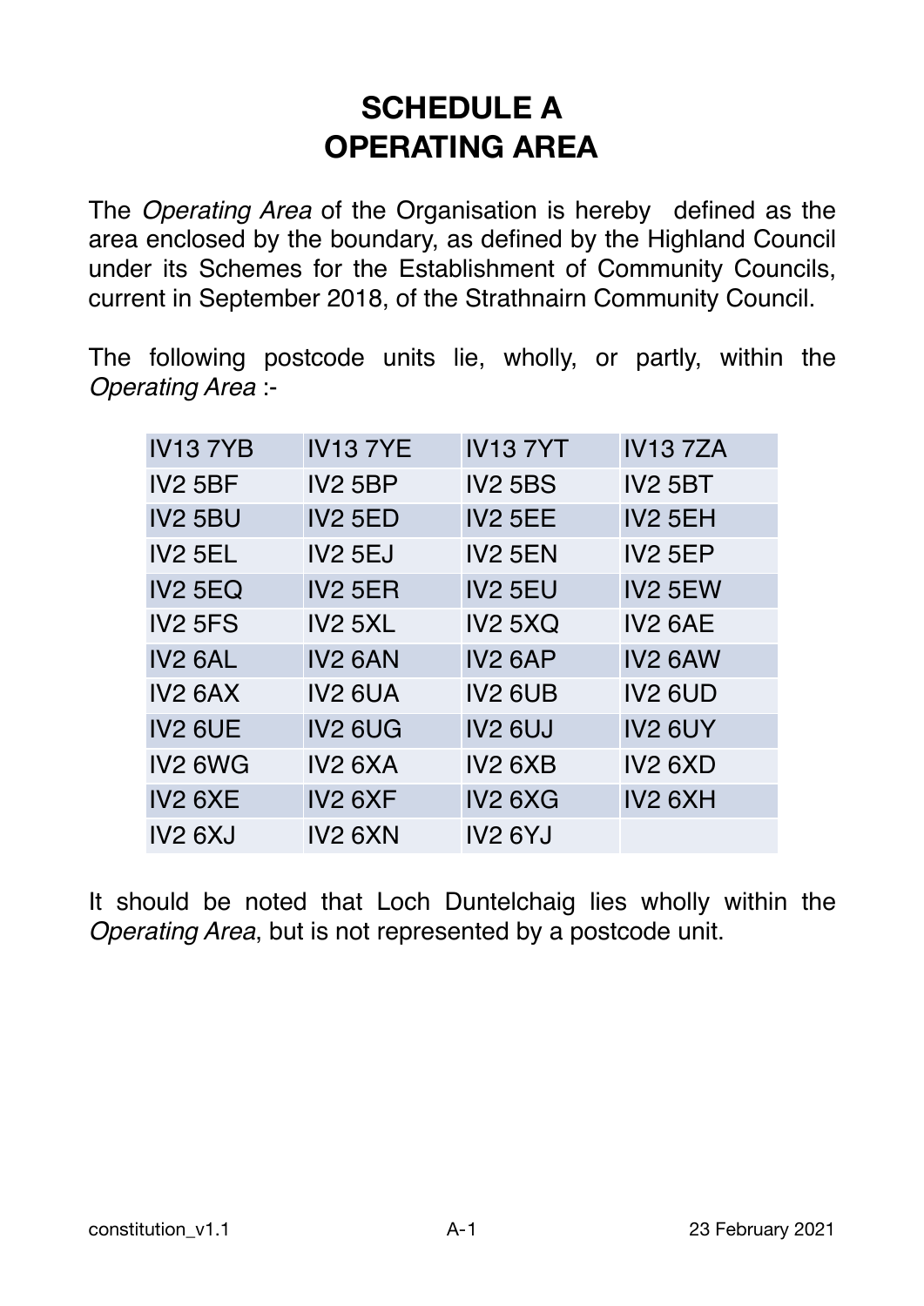# SCHEDULE A
# OPERATING AREA

The *Operating Area* of the Organisation is hereby defined as the area enclosed by the boundary, as defined by the Highland Council under its Schemes for the Establishment of Community Councils, current in September 2018, of the Strathnairn Community Council.

The following postcode units lie, wholly, or partly, within the *Operating Area* :-

| | | | |
|---|---|---|---|
| IV13 7YB | IV13 7YE | IV13 7YT | IV13 7ZA |
| IV2 5BF | IV2 5BP | IV2 5BS | IV2 5BT |
| IV2 5BU | IV2 5ED | IV2 5EE | IV2 5EH |
| IV2 5EL | IV2 5EJ | IV2 5EN | IV2 5EP |
| IV2 5EQ | IV2 5ER | IV2 5EU | IV2 5EW |
| IV2 5FS | IV2 5XL | IV2 5XQ | IV2 6AE |
| IV2 6AL | IV2 6AN | IV2 6AP | IV2 6AW |
| IV2 6AX | IV2 6UA | IV2 6UB | IV2 6UD |
| IV2 6UE | IV2 6UG | IV2 6UJ | IV2 6UY |
| IV2 6WG | IV2 6XA | IV2 6XB | IV2 6XD |
| IV2 6XE | IV2 6XF | IV2 6XG | IV2 6XH |
| IV2 6XJ | IV2 6XN | IV2 6YJ | |

It should be noted that Loch Duntelchaig lies wholly within the *Operating Area*, but is not represented by a postcode unit.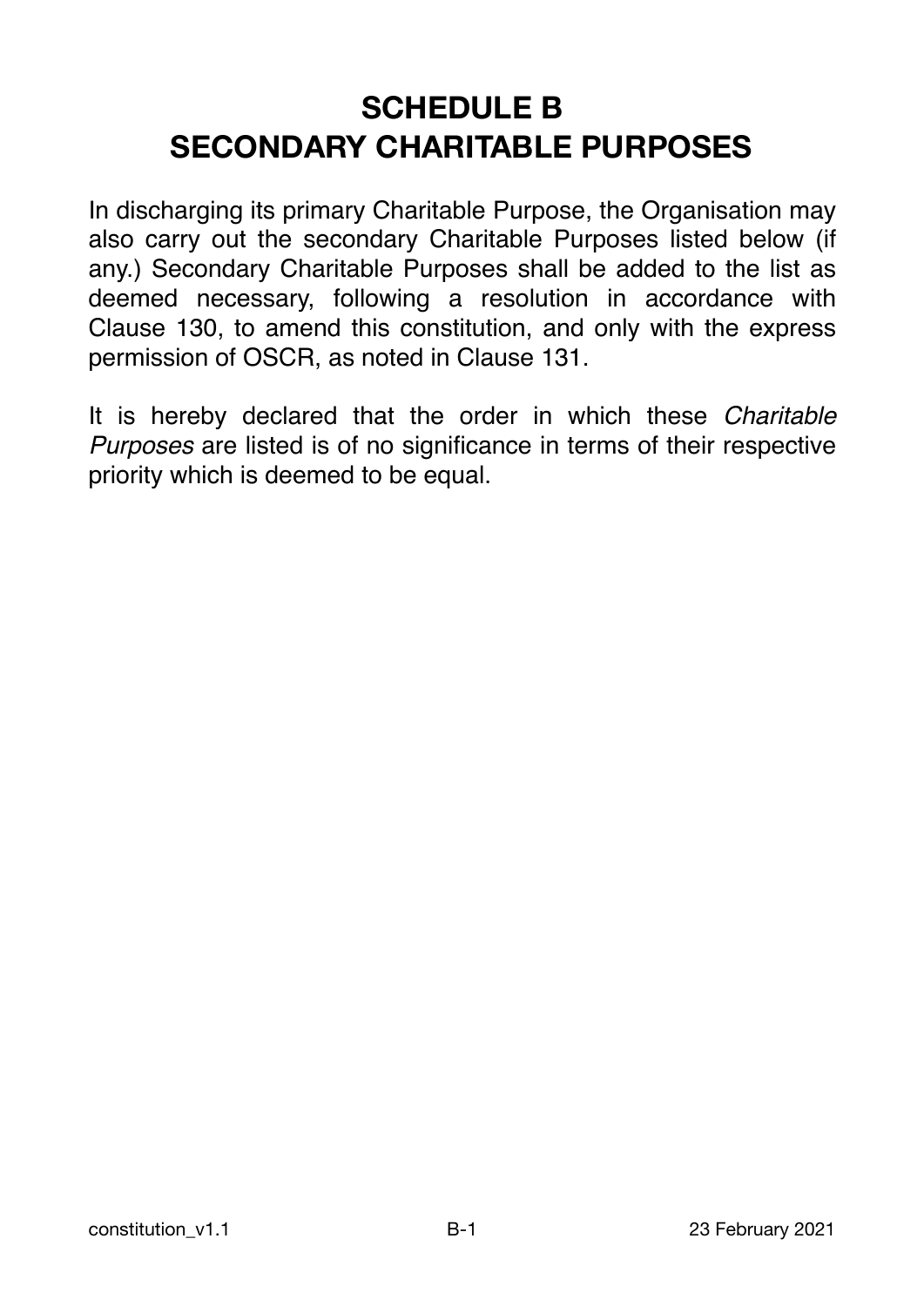# SCHEDULE B
# SECONDARY CHARITABLE PURPOSES

In discharging its primary Charitable Purpose, the Organisation may also carry out the secondary Charitable Purposes listed below (if any.) Secondary Charitable Purposes shall be added to the list as deemed necessary, following a resolution in accordance with Clause 130, to amend this constitution, and only with the express permission of OSCR, as noted in Clause 131.

It is hereby declared that the order in which these *Charitable Purposes* are listed is of no significance in terms of their respective priority which is deemed to be equal.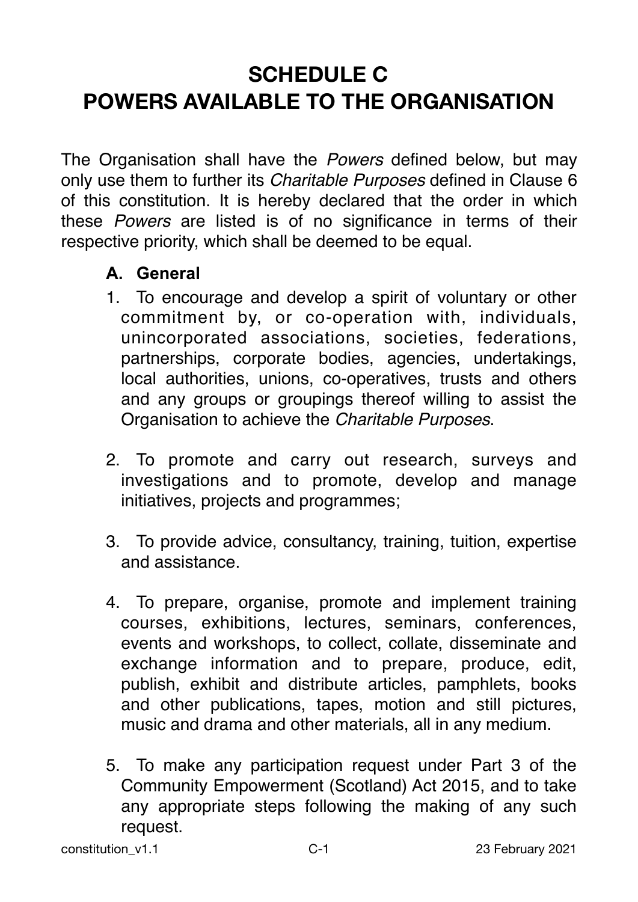# SCHEDULE C
# POWERS AVAILABLE TO THE ORGANISATION

The Organisation shall have the *Powers* defined below, but may only use them to further its *Charitable Purposes* defined in Clause 6 of this constitution. It is hereby declared that the order in which these *Powers* are listed is of no significance in terms of their respective priority, which shall be deemed to be equal.

### A. General

1. To encourage and develop a spirit of voluntary or other commitment by, or co-operation with, individuals, unincorporated associations, societies, federations, partnerships, corporate bodies, agencies, undertakings, local authorities, unions, co-operatives, trusts and others and any groups or groupings thereof willing to assist the Organisation to achieve the *Charitable Purposes*.

2. To promote and carry out research, surveys and investigations and to promote, develop and manage initiatives, projects and programmes;

3. To provide advice, consultancy, training, tuition, expertise and assistance.

4. To prepare, organise, promote and implement training courses, exhibitions, lectures, seminars, conferences, events and workshops, to collect, collate, disseminate and exchange information and to prepare, produce, edit, publish, exhibit and distribute articles, pamphlets, books and other publications, tapes, motion and still pictures, music and drama and other materials, all in any medium.

5. To make any participation request under Part 3 of the Community Empowerment (Scotland) Act 2015, and to take any appropriate steps following the making of any such request.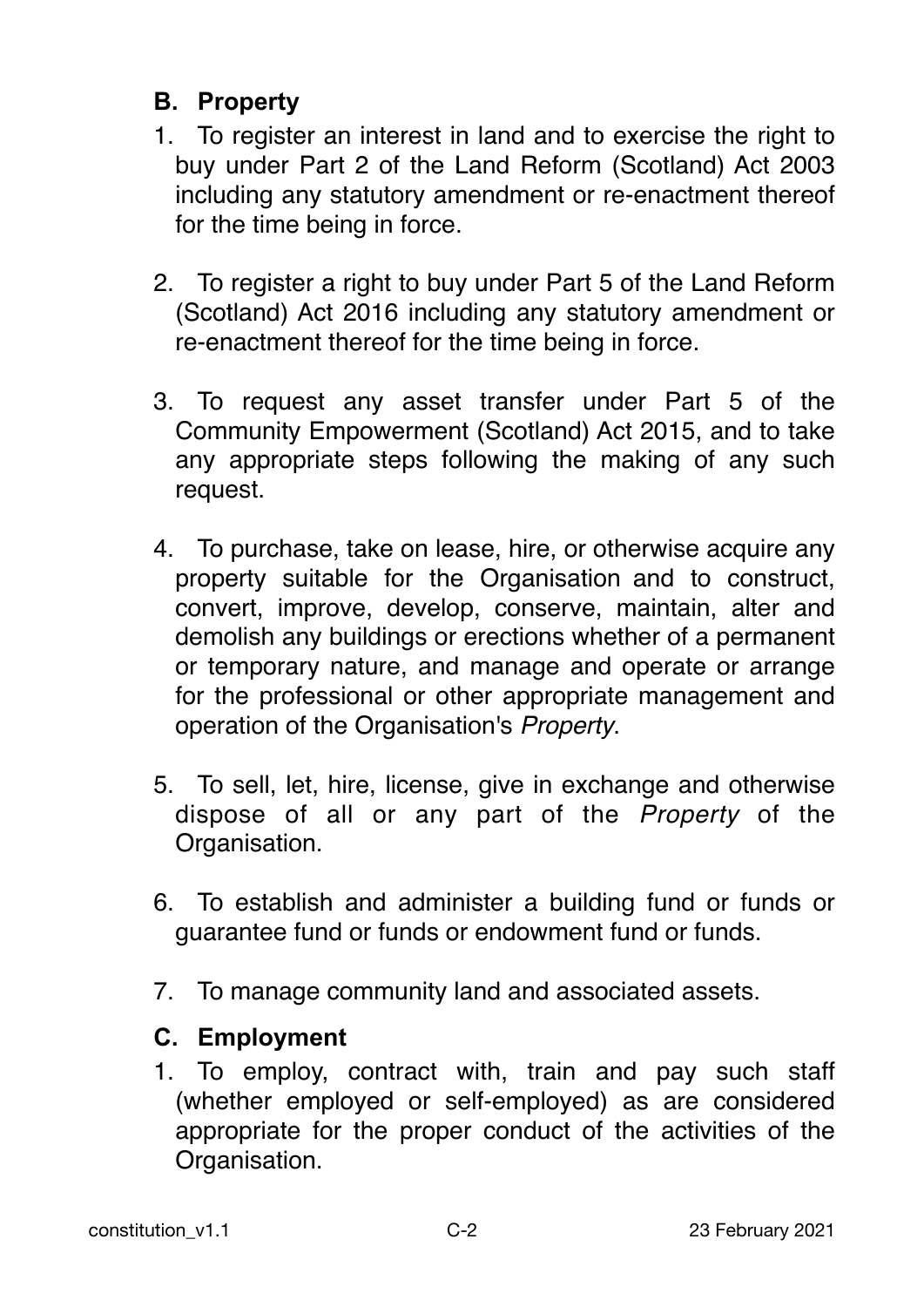### B. Property

1. To register an interest in land and to exercise the right to buy under Part 2 of the Land Reform (Scotland) Act 2003 including any statutory amendment or re-enactment thereof for the time being in force.

2. To register a right to buy under Part 5 of the Land Reform (Scotland) Act 2016 including any statutory amendment or re-enactment thereof for the time being in force.

3. To request any asset transfer under Part 5 of the Community Empowerment (Scotland) Act 2015, and to take any appropriate steps following the making of any such request.

4. To purchase, take on lease, hire, or otherwise acquire any property suitable for the Organisation and to construct, convert, improve, develop, conserve, maintain, alter and demolish any buildings or erections whether of a permanent or temporary nature, and manage and operate or arrange for the professional or other appropriate management and operation of the Organisation's *Property*.

5. To sell, let, hire, license, give in exchange and otherwise dispose of all or any part of the *Property* of the Organisation.

6. To establish and administer a building fund or funds or guarantee fund or funds or endowment fund or funds.

7. To manage community land and associated assets.

### C. Employment

1. To employ, contract with, train and pay such staff (whether employed or self-employed) as are considered appropriate for the proper conduct of the activities of the Organisation.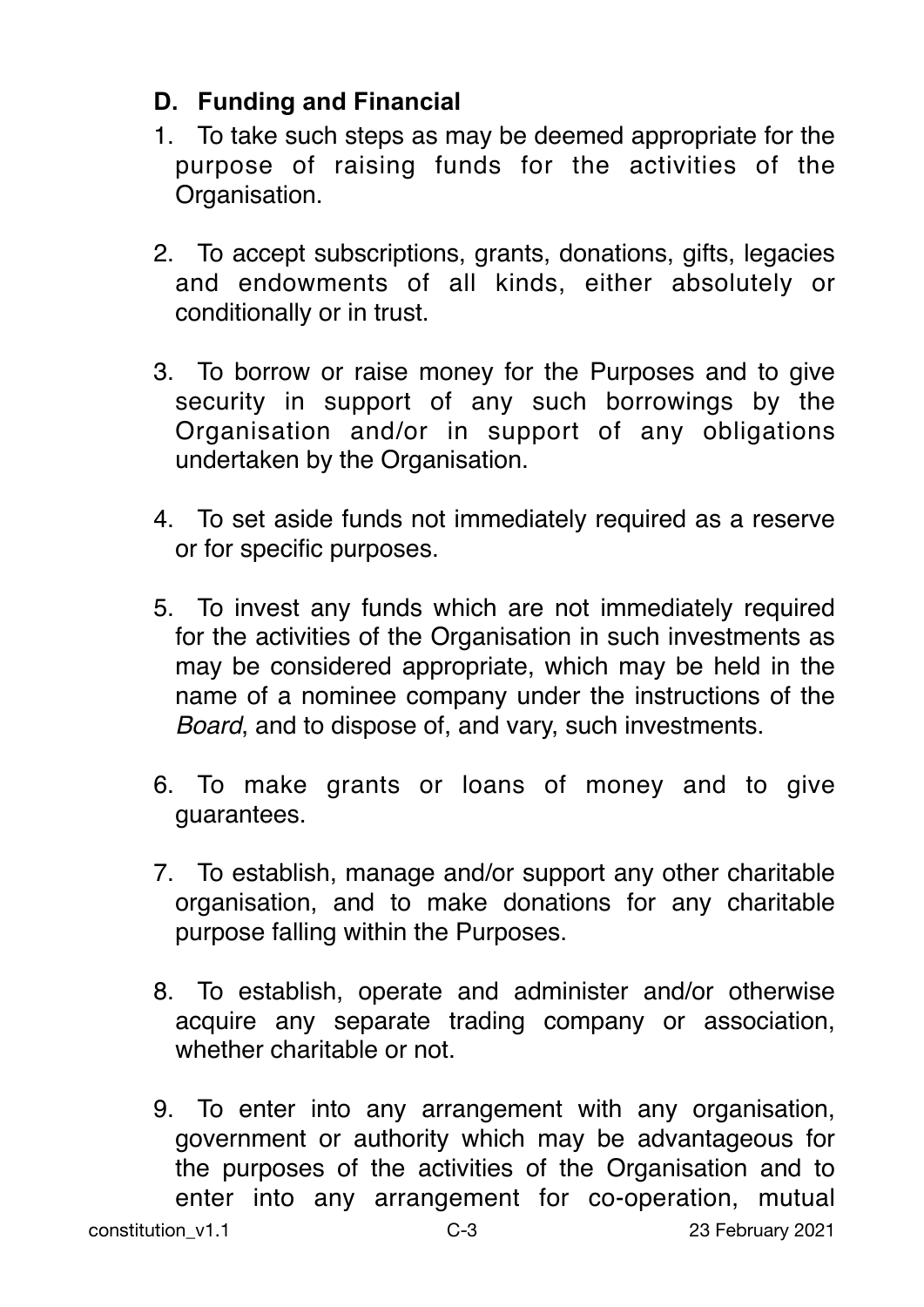## D. Funding and Financial

1. To take such steps as may be deemed appropriate for the purpose of raising funds for the activities of the Organisation.

2. To accept subscriptions, grants, donations, gifts, legacies and endowments of all kinds, either absolutely or conditionally or in trust.

3. To borrow or raise money for the Purposes and to give security in support of any such borrowings by the Organisation and/or in support of any obligations undertaken by the Organisation.

4. To set aside funds not immediately required as a reserve or for specific purposes.

5. To invest any funds which are not immediately required for the activities of the Organisation in such investments as may be considered appropriate, which may be held in the name of a nominee company under the instructions of the *Board*, and to dispose of, and vary, such investments.

6. To make grants or loans of money and to give guarantees.

7. To establish, manage and/or support any other charitable organisation, and to make donations for any charitable purpose falling within the Purposes.

8. To establish, operate and administer and/or otherwise acquire any separate trading company or association, whether charitable or not.

9. To enter into any arrangement with any organisation, government or authority which may be advantageous for the purposes of the activities of the Organisation and to enter into any arrangement for co-operation, mutual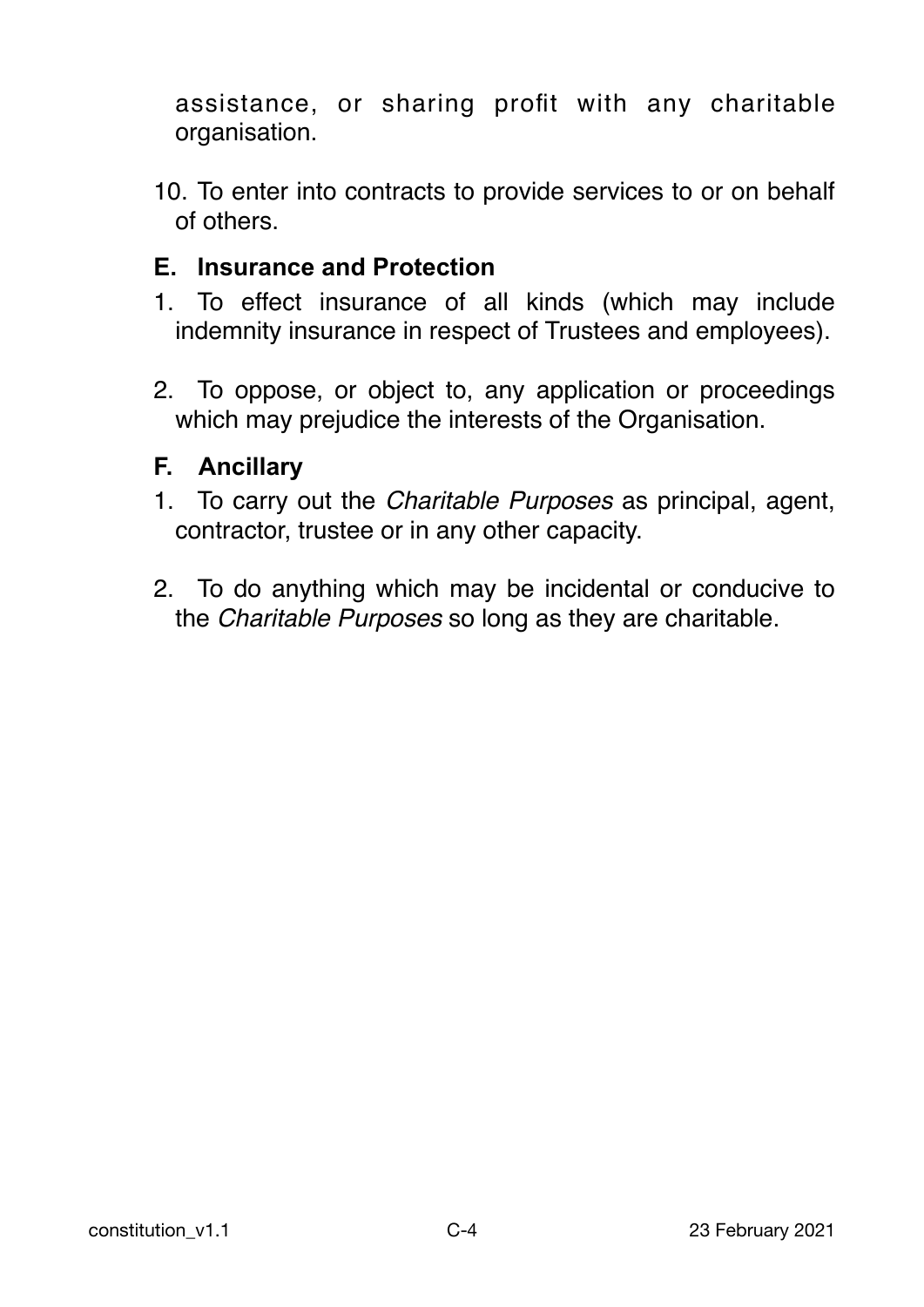assistance, or sharing profit with any charitable organisation.

10. To enter into contracts to provide services to or on behalf of others.

### E. Insurance and Protection

1. To effect insurance of all kinds (which may include indemnity insurance in respect of Trustees and employees).

2. To oppose, or object to, any application or proceedings which may prejudice the interests of the Organisation.

### F. Ancillary

1. To carry out the *Charitable Purposes* as principal, agent, contractor, trustee or in any other capacity.

2. To do anything which may be incidental or conducive to the *Charitable Purposes* so long as they are charitable.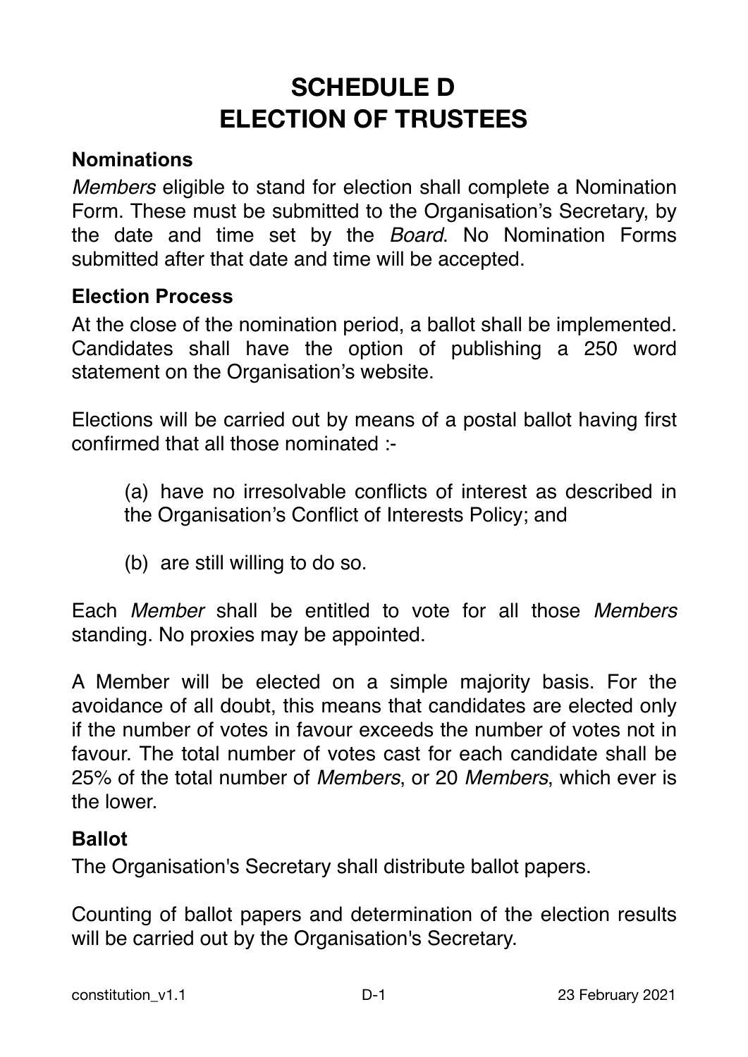# SCHEDULE D
# ELECTION OF TRUSTEES

### Nominations

*Members* eligible to stand for election shall complete a Nomination Form. These must be submitted to the Organisation's Secretary, by the date and time set by the *Board*. No Nomination Forms submitted after that date and time will be accepted.

### Election Process

At the close of the nomination period, a ballot shall be implemented. Candidates shall have the option of publishing a 250 word statement on the Organisation's website.

Elections will be carried out by means of a postal ballot having first confirmed that all those nominated :-

(a) have no irresolvable conflicts of interest as described in the Organisation's Conflict of Interests Policy; and

(b) are still willing to do so.

Each *Member* shall be entitled to vote for all those *Members* standing. No proxies may be appointed.

A Member will be elected on a simple majority basis. For the avoidance of all doubt, this means that candidates are elected only if the number of votes in favour exceeds the number of votes not in favour. The total number of votes cast for each candidate shall be 25% of the total number of *Members*, or 20 *Members*, which ever is the lower.

### Ballot

The Organisation's Secretary shall distribute ballot papers.

Counting of ballot papers and determination of the election results will be carried out by the Organisation's Secretary.